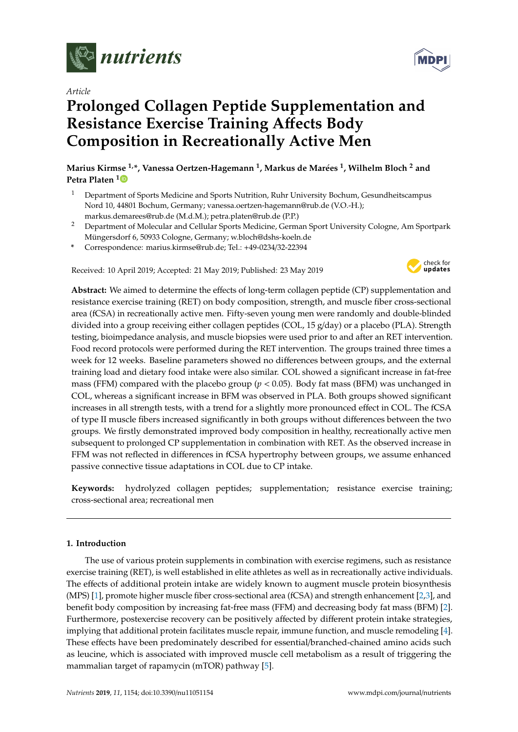*Article*

# Prolonged Collagen Peptide Supplementation and Resistance Exercise Training Affects Body Composition in Recreationally Active Men

**Marius Kirmse [1,*], Vanessa Oertzen-Hagemann [1], Markus de Marées [1], Wilhelm Bloch [2] and Petra Platen [1]**

[1] Department of Sports Medicine and Sports Nutrition, Ruhr University Bochum, Gesundheitscampus Nord 10, 44801 Bochum, Germany; vanessa.oertzen-hagemann@rub.de (V.O.-H.); markus.demarees@rub.de (M.d.M.); petra.platen@rub.de (P.P.)

[2] Department of Molecular and Cellular Sports Medicine, German Sport University Cologne, Am Sportpark Müngersdorf 6, 50933 Cologne, Germany; w.bloch@dshs-koeln.de

[*] Correspondence: marius.kirmse@rub.de; Tel.: +49-0234/32-22394

Received: 10 April 2019; Accepted: 21 May 2019; Published: 23 May 2019

**Abstract:** We aimed to determine the effects of long-term collagen peptide (CP) supplementation and resistance exercise training (RET) on body composition, strength, and muscle fiber cross-sectional area (fCSA) in recreationally active men. Fifty-seven young men were randomly and double-blinded divided into a group receiving either collagen peptides (COL, 15 g/day) or a placebo (PLA). Strength testing, bioimpedance analysis, and muscle biopsies were used prior to and after an RET intervention. Food record protocols were performed during the RET intervention. The groups trained three times a week for 12 weeks. Baseline parameters showed no differences between groups, and the external training load and dietary food intake were also similar. COL showed a significant increase in fat-free mass (FFM) compared with the placebo group ($p < 0.05$). Body fat mass (BFM) was unchanged in COL, whereas a significant increase in BFM was observed in PLA. Both groups showed significant increases in all strength tests, with a trend for a slightly more pronounced effect in COL. The fCSA of type II muscle fibers increased significantly in both groups without differences between the two groups. We firstly demonstrated improved body composition in healthy, recreationally active men subsequent to prolonged CP supplementation in combination with RET. As the observed increase in FFM was not reflected in differences in fCSA hypertrophy between groups, we assume enhanced passive connective tissue adaptations in COL due to CP intake.

**Keywords:** hydrolyzed collagen peptides; supplementation; resistance exercise training; cross-sectional area; recreational men

## 1. Introduction

The use of various protein supplements in combination with exercise regimens, such as resistance exercise training (RET), is well established in elite athletes as well as in recreationally active individuals. The effects of additional protein intake are widely known to augment muscle protein biosynthesis (MPS) [1], promote higher muscle fiber cross-sectional area (fCSA) and strength enhancement [2,3], and benefit body composition by increasing fat-free mass (FFM) and decreasing body fat mass (BFM) [2]. Furthermore, postexercise recovery can be positively affected by different protein intake strategies, implying that additional protein facilitates muscle repair, immune function, and muscle remodeling [4]. These effects have been predominately described for essential/branched-chained amino acids such as leucine, which is associated with improved muscle cell metabolism as a result of triggering the mammalian target of rapamycin (mTOR) pathway [5].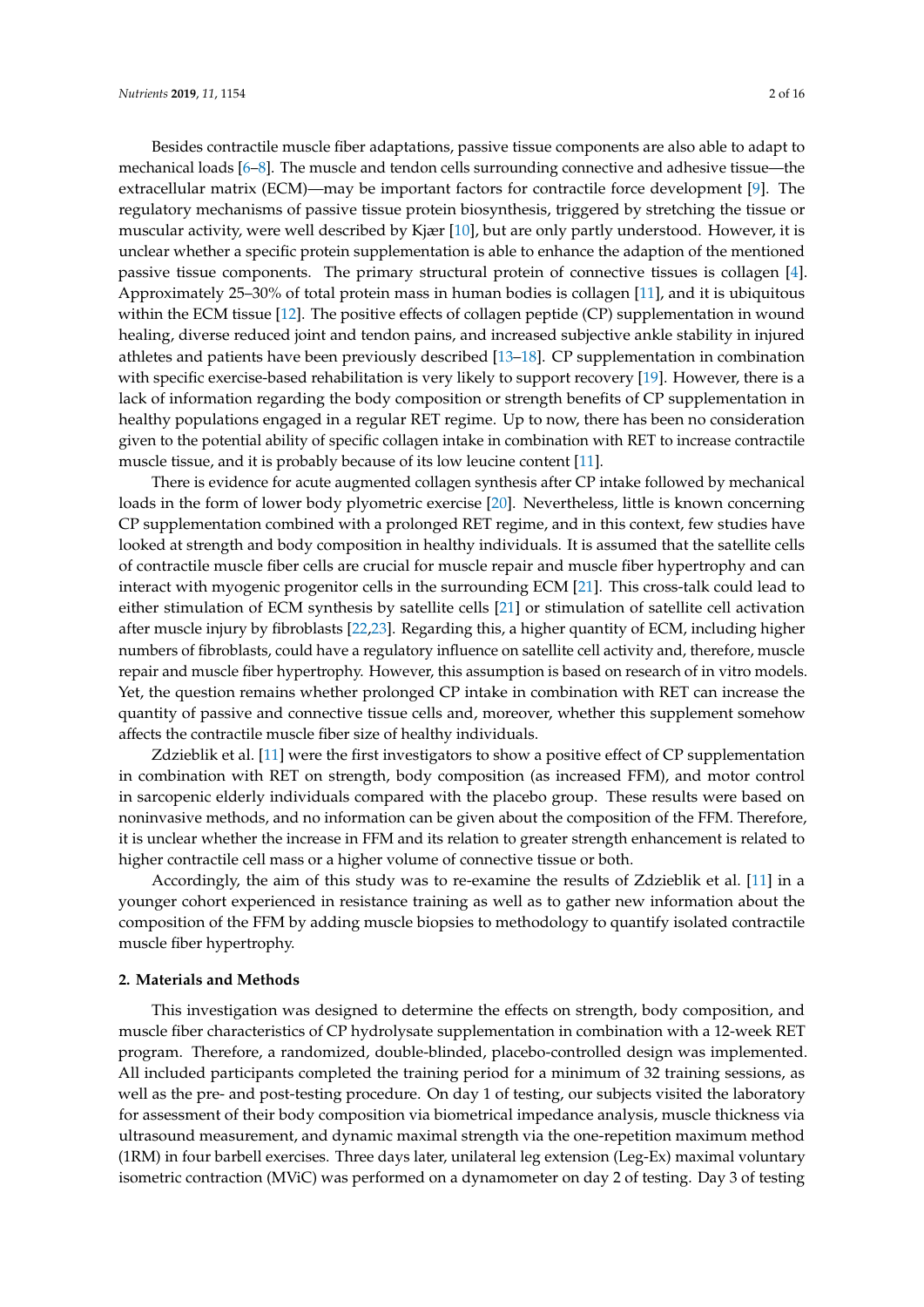Besides contractile muscle fiber adaptations, passive tissue components are also able to adapt to mechanical loads [6–8]. The muscle and tendon cells surrounding connective and adhesive tissue—the extracellular matrix (ECM)—may be important factors for contractile force development [9]. The regulatory mechanisms of passive tissue protein biosynthesis, triggered by stretching the tissue or muscular activity, were well described by Kjær [10], but are only partly understood. However, it is unclear whether a specific protein supplementation is able to enhance the adaption of the mentioned passive tissue components. The primary structural protein of connective tissues is collagen [4]. Approximately 25–30% of total protein mass in human bodies is collagen [11], and it is ubiquitous within the ECM tissue [12]. The positive effects of collagen peptide (CP) supplementation in wound healing, diverse reduced joint and tendon pains, and increased subjective ankle stability in injured athletes and patients have been previously described [13–18]. CP supplementation in combination with specific exercise-based rehabilitation is very likely to support recovery [19]. However, there is a lack of information regarding the body composition or strength benefits of CP supplementation in healthy populations engaged in a regular RET regime. Up to now, there has been no consideration given to the potential ability of specific collagen intake in combination with RET to increase contractile muscle tissue, and it is probably because of its low leucine content [11].

There is evidence for acute augmented collagen synthesis after CP intake followed by mechanical loads in the form of lower body plyometric exercise [20]. Nevertheless, little is known concerning CP supplementation combined with a prolonged RET regime, and in this context, few studies have looked at strength and body composition in healthy individuals. It is assumed that the satellite cells of contractile muscle fiber cells are crucial for muscle repair and muscle fiber hypertrophy and can interact with myogenic progenitor cells in the surrounding ECM [21]. This cross-talk could lead to either stimulation of ECM synthesis by satellite cells [21] or stimulation of satellite cell activation after muscle injury by fibroblasts [22,23]. Regarding this, a higher quantity of ECM, including higher numbers of fibroblasts, could have a regulatory influence on satellite cell activity and, therefore, muscle repair and muscle fiber hypertrophy. However, this assumption is based on research of in vitro models. Yet, the question remains whether prolonged CP intake in combination with RET can increase the quantity of passive and connective tissue cells and, moreover, whether this supplement somehow affects the contractile muscle fiber size of healthy individuals.

Zdzieblik et al. [11] were the first investigators to show a positive effect of CP supplementation in combination with RET on strength, body composition (as increased FFM), and motor control in sarcopenic elderly individuals compared with the placebo group. These results were based on noninvasive methods, and no information can be given about the composition of the FFM. Therefore, it is unclear whether the increase in FFM and its relation to greater strength enhancement is related to higher contractile cell mass or a higher volume of connective tissue or both.

Accordingly, the aim of this study was to re-examine the results of Zdzieblik et al. [11] in a younger cohort experienced in resistance training as well as to gather new information about the composition of the FFM by adding muscle biopsies to methodology to quantify isolated contractile muscle fiber hypertrophy.

## 2. Materials and Methods

This investigation was designed to determine the effects on strength, body composition, and muscle fiber characteristics of CP hydrolysate supplementation in combination with a 12-week RET program. Therefore, a randomized, double-blinded, placebo-controlled design was implemented. All included participants completed the training period for a minimum of 32 training sessions, as well as the pre- and post-testing procedure. On day 1 of testing, our subjects visited the laboratory for assessment of their body composition via biometrical impedance analysis, muscle thickness via ultrasound measurement, and dynamic maximal strength via the one-repetition maximum method (1RM) in four barbell exercises. Three days later, unilateral leg extension (Leg-Ex) maximal voluntary isometric contraction (MViC) was performed on a dynamometer on day 2 of testing. Day 3 of testing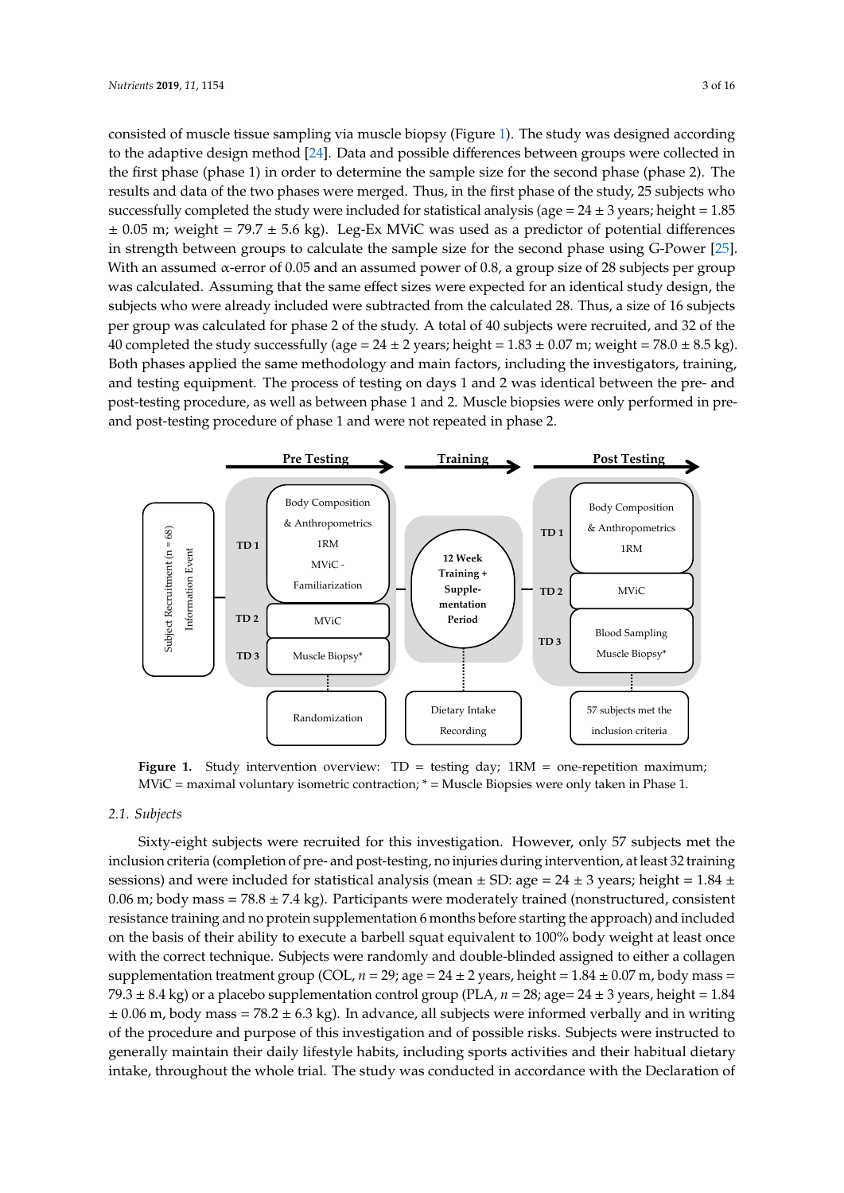consisted of muscle tissue sampling via muscle biopsy (Figure 1). The study was designed according to the adaptive design method [24]. Data and possible differences between groups were collected in the first phase (phase 1) in order to determine the sample size for the second phase (phase 2). The results and data of the two phases were merged. Thus, in the first phase of the study, 25 subjects who successfully completed the study were included for statistical analysis (age = 24 ± 3 years; height = 1.85 ± 0.05 m; weight = 79.7 ± 5.6 kg). Leg-Ex MViC was used as a predictor of potential differences in strength between groups to calculate the sample size for the second phase using G-Power [25]. With an assumed $\alpha$-error of 0.05 and an assumed power of 0.8, a group size of 28 subjects per group was calculated. Assuming that the same effect sizes were expected for an identical study design, the subjects who were already included were subtracted from the calculated 28. Thus, a size of 16 subjects per group was calculated for phase 2 of the study. A total of 40 subjects were recruited, and 32 of the 40 completed the study successfully (age = 24 ± 2 years; height = 1.83 ± 0.07 m; weight = 78.0 ± 8.5 kg). Both phases applied the same methodology and main factors, including the investigators, training, and testing equipment. The process of testing on days 1 and 2 was identical between the pre- and post-testing procedure, as well as between phase 1 and 2. Muscle biopsies were only performed in pre- and post-testing procedure of phase 1 and were not repeated in phase 2.

**Figure 1.** Study intervention overview: TD = testing day; 1RM = one-repetition maximum; MViC = maximal voluntary isometric contraction; * = Muscle Biopsies were only taken in Phase 1.

### 2.1. Subjects

Sixty-eight subjects were recruited for this investigation. However, only 57 subjects met the inclusion criteria (completion of pre- and post-testing, no injuries during intervention, at least 32 training sessions) and were included for statistical analysis (mean ± SD: age = 24 ± 3 years; height = 1.84 ± 0.06 m; body mass = 78.8 ± 7.4 kg). Participants were moderately trained (nonstructured, consistent resistance training and no protein supplementation 6 months before starting the approach) and included on the basis of their ability to execute a barbell squat equivalent to 100% body weight at least once with the correct technique. Subjects were randomly and double-blinded assigned to either a collagen supplementation treatment group (COL, $n$ = 29; age = 24 ± 2 years, height = 1.84 ± 0.07 m, body mass = 79.3 ± 8.4 kg) or a placebo supplementation control group (PLA, $n$ = 28; age= 24 ± 3 years, height = 1.84 ± 0.06 m, body mass = 78.2 ± 6.3 kg). In advance, all subjects were informed verbally and in writing of the procedure and purpose of this investigation and of possible risks. Subjects were instructed to generally maintain their daily lifestyle habits, including sports activities and their habitual dietary intake, throughout the whole trial. The study was conducted in accordance with the Declaration of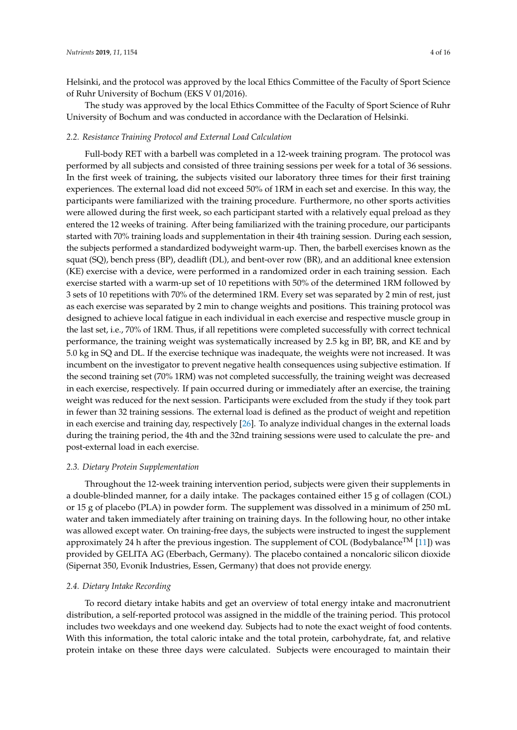Helsinki, and the protocol was approved by the local Ethics Committee of the Faculty of Sport Science of Ruhr University of Bochum (EKS V 01/2016).

The study was approved by the local Ethics Committee of the Faculty of Sport Science of Ruhr University of Bochum and was conducted in accordance with the Declaration of Helsinki.

### *2.2. Resistance Training Protocol and External Load Calculation*

Full-body RET with a barbell was completed in a 12-week training program. The protocol was performed by all subjects and consisted of three training sessions per week for a total of 36 sessions. In the first week of training, the subjects visited our laboratory three times for their first training experiences. The external load did not exceed 50% of 1RM in each set and exercise. In this way, the participants were familiarized with the training procedure. Furthermore, no other sports activities were allowed during the first week, so each participant started with a relatively equal preload as they entered the 12 weeks of training. After being familiarized with the training procedure, our participants started with 70% training loads and supplementation in their 4th training session. During each session, the subjects performed a standardized bodyweight warm-up. Then, the barbell exercises known as the squat (SQ), bench press (BP), deadlift (DL), and bent-over row (BR), and an additional knee extension (KE) exercise with a device, were performed in a randomized order in each training session. Each exercise started with a warm-up set of 10 repetitions with 50% of the determined 1RM followed by 3 sets of 10 repetitions with 70% of the determined 1RM. Every set was separated by 2 min of rest, just as each exercise was separated by 2 min to change weights and positions. This training protocol was designed to achieve local fatigue in each individual in each exercise and respective muscle group in the last set, i.e., 70% of 1RM. Thus, if all repetitions were completed successfully with correct technical performance, the training weight was systematically increased by 2.5 kg in BP, BR, and KE and by 5.0 kg in SQ and DL. If the exercise technique was inadequate, the weights were not increased. It was incumbent on the investigator to prevent negative health consequences using subjective estimation. If the second training set (70% 1RM) was not completed successfully, the training weight was decreased in each exercise, respectively. If pain occurred during or immediately after an exercise, the training weight was reduced for the next session. Participants were excluded from the study if they took part in fewer than 32 training sessions. The external load is defined as the product of weight and repetition in each exercise and training day, respectively [26]. To analyze individual changes in the external loads during the training period, the 4th and the 32nd training sessions were used to calculate the pre- and post-external load in each exercise.

### *2.3. Dietary Protein Supplementation*

Throughout the 12-week training intervention period, subjects were given their supplements in a double-blinded manner, for a daily intake. The packages contained either 15 g of collagen (COL) or 15 g of placebo (PLA) in powder form. The supplement was dissolved in a minimum of 250 mL water and taken immediately after training on training days. In the following hour, no other intake was allowed except water. On training-free days, the subjects were instructed to ingest the supplement approximately 24 h after the previous ingestion. The supplement of COL (Bodybalance™ [11]) was provided by GELITA AG (Eberbach, Germany). The placebo contained a noncaloric silicon dioxide (Sipernat 350, Evonik Industries, Essen, Germany) that does not provide energy.

### *2.4. Dietary Intake Recording*

To record dietary intake habits and get an overview of total energy intake and macronutrient distribution, a self-reported protocol was assigned in the middle of the training period. This protocol includes two weekdays and one weekend day. Subjects had to note the exact weight of food contents. With this information, the total caloric intake and the total protein, carbohydrate, fat, and relative protein intake on these three days were calculated. Subjects were encouraged to maintain their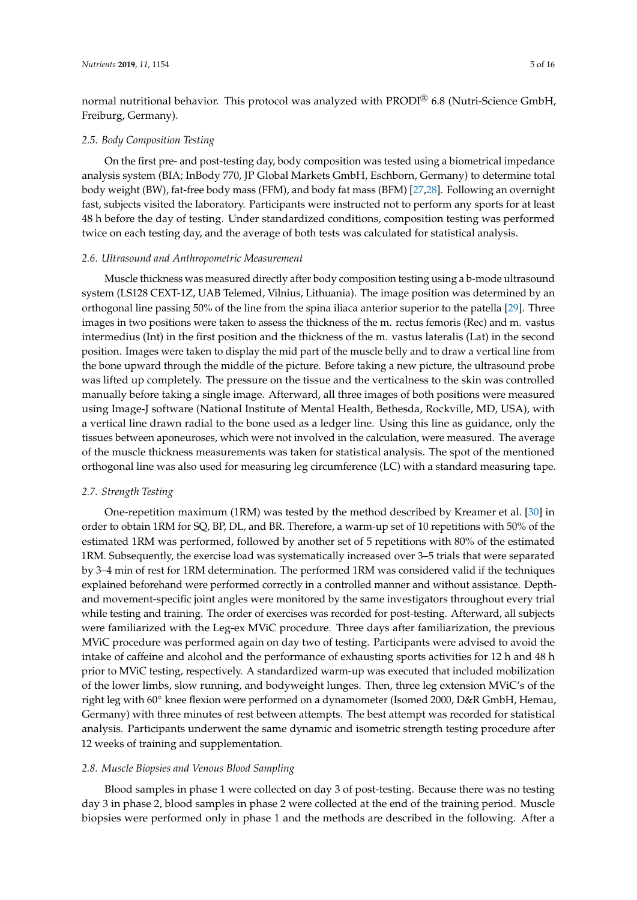normal nutritional behavior. This protocol was analyzed with PRODI® 6.8 (Nutri-Science GmbH, Freiburg, Germany).

### 2.5. Body Composition Testing

On the first pre- and post-testing day, body composition was tested using a biometrical impedance analysis system (BIA; InBody 770, JP Global Markets GmbH, Eschborn, Germany) to determine total body weight (BW), fat-free body mass (FFM), and body fat mass (BFM) [27,28]. Following an overnight fast, subjects visited the laboratory. Participants were instructed not to perform any sports for at least 48 h before the day of testing. Under standardized conditions, composition testing was performed twice on each testing day, and the average of both tests was calculated for statistical analysis.

### 2.6. Ultrasound and Anthropometric Measurement

Muscle thickness was measured directly after body composition testing using a b-mode ultrasound system (LS128 CEXT-1Z, UAB Telemed, Vilnius, Lithuania). The image position was determined by an orthogonal line passing 50% of the line from the spina iliaca anterior superior to the patella [29]. Three images in two positions were taken to assess the thickness of the m. rectus femoris (Rec) and m. vastus intermedius (Int) in the first position and the thickness of the m. vastus lateralis (Lat) in the second position. Images were taken to display the mid part of the muscle belly and to draw a vertical line from the bone upward through the middle of the picture. Before taking a new picture, the ultrasound probe was lifted up completely. The pressure on the tissue and the verticalness to the skin was controlled manually before taking a single image. Afterward, all three images of both positions were measured using Image-J software (National Institute of Mental Health, Bethesda, Rockville, MD, USA), with a vertical line drawn radial to the bone used as a ledger line. Using this line as guidance, only the tissues between aponeuroses, which were not involved in the calculation, were measured. The average of the muscle thickness measurements was taken for statistical analysis. The spot of the mentioned orthogonal line was also used for measuring leg circumference (LC) with a standard measuring tape.

### 2.7. Strength Testing

One-repetition maximum (1RM) was tested by the method described by Kreamer et al. [30] in order to obtain 1RM for SQ, BP, DL, and BR. Therefore, a warm-up set of 10 repetitions with 50% of the estimated 1RM was performed, followed by another set of 5 repetitions with 80% of the estimated 1RM. Subsequently, the exercise load was systematically increased over 3–5 trials that were separated by 3–4 min of rest for 1RM determination. The performed 1RM was considered valid if the techniques explained beforehand were performed correctly in a controlled manner and without assistance. Depth- and movement-specific joint angles were monitored by the same investigators throughout every trial while testing and training. The order of exercises was recorded for post-testing. Afterward, all subjects were familiarized with the Leg-ex MViC procedure. Three days after familiarization, the previous MViC procedure was performed again on day two of testing. Participants were advised to avoid the intake of caffeine and alcohol and the performance of exhausting sports activities for 12 h and 48 h prior to MViC testing, respectively. A standardized warm-up was executed that included mobilization of the lower limbs, slow running, and bodyweight lunges. Then, three leg extension MViC's of the right leg with 60° knee flexion were performed on a dynamometer (Isomed 2000, D&R GmbH, Hemau, Germany) with three minutes of rest between attempts. The best attempt was recorded for statistical analysis. Participants underwent the same dynamic and isometric strength testing procedure after 12 weeks of training and supplementation.

### 2.8. Muscle Biopsies and Venous Blood Sampling

Blood samples in phase 1 were collected on day 3 of post-testing. Because there was no testing day 3 in phase 2, blood samples in phase 2 were collected at the end of the training period. Muscle biopsies were performed only in phase 1 and the methods are described in the following. After a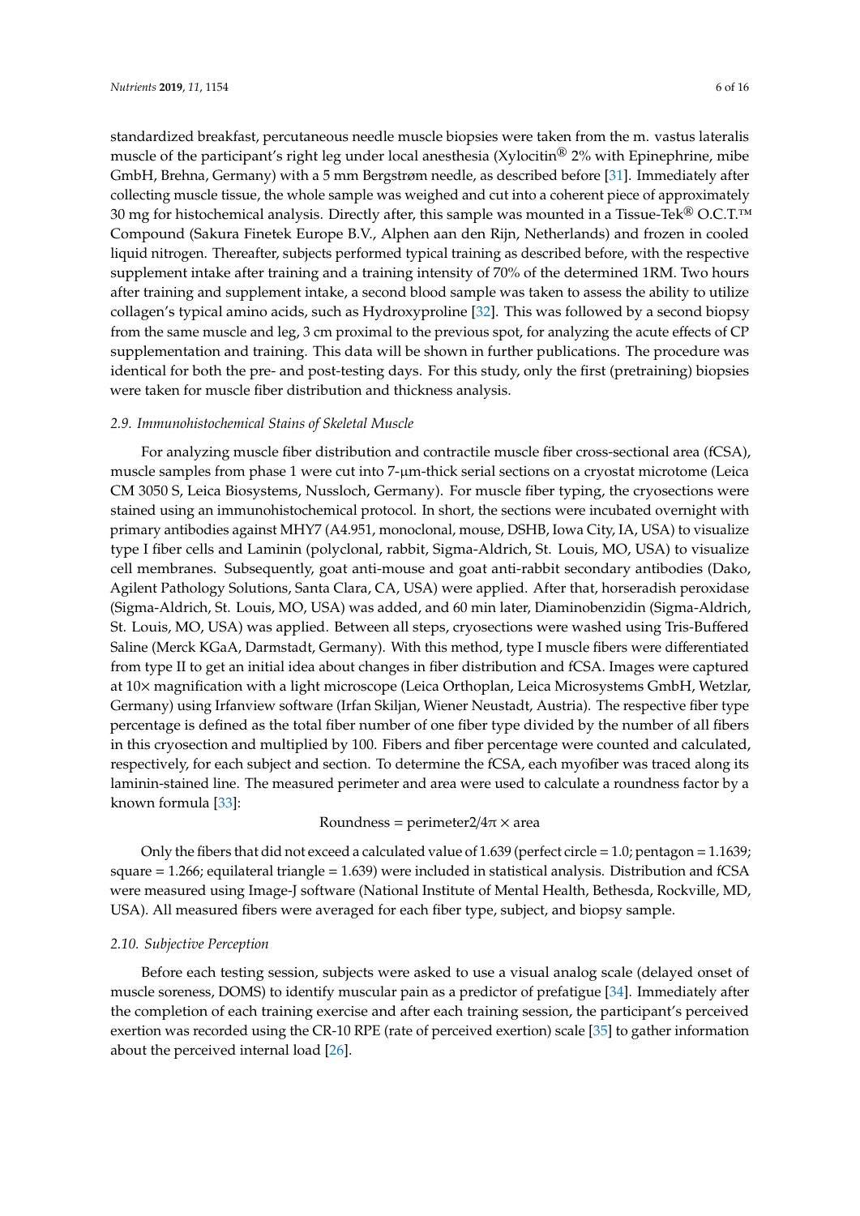standardized breakfast, percutaneous needle muscle biopsies were taken from the m. vastus lateralis muscle of the participant's right leg under local anesthesia (Xylocitin® 2% with Epinephrine, mibe GmbH, Brehna, Germany) with a 5 mm Bergstrøm needle, as described before [31]. Immediately after collecting muscle tissue, the whole sample was weighed and cut into a coherent piece of approximately 30 mg for histochemical analysis. Directly after, this sample was mounted in a Tissue-Tek® O.C.T.™ Compound (Sakura Finetek Europe B.V., Alphen aan den Rijn, Netherlands) and frozen in cooled liquid nitrogen. Thereafter, subjects performed typical training as described before, with the respective supplement intake after training and a training intensity of 70% of the determined 1RM. Two hours after training and supplement intake, a second blood sample was taken to assess the ability to utilize collagen's typical amino acids, such as Hydroxyproline [32]. This was followed by a second biopsy from the same muscle and leg, 3 cm proximal to the previous spot, for analyzing the acute effects of CP supplementation and training. This data will be shown in further publications. The procedure was identical for both the pre- and post-testing days. For this study, only the first (pretraining) biopsies were taken for muscle fiber distribution and thickness analysis.

### *2.9. Immunohistochemical Stains of Skeletal Muscle*

For analyzing muscle fiber distribution and contractile muscle fiber cross-sectional area (fCSA), muscle samples from phase 1 were cut into 7-µm-thick serial sections on a cryostat microtome (Leica CM 3050 S, Leica Biosystems, Nussloch, Germany). For muscle fiber typing, the cryosections were stained using an immunohistochemical protocol. In short, the sections were incubated overnight with primary antibodies against MHY7 (A4.951, monoclonal, mouse, DSHB, Iowa City, IA, USA) to visualize type I fiber cells and Laminin (polyclonal, rabbit, Sigma-Aldrich, St. Louis, MO, USA) to visualize cell membranes. Subsequently, goat anti-mouse and goat anti-rabbit secondary antibodies (Dako, Agilent Pathology Solutions, Santa Clara, CA, USA) were applied. After that, horseradish peroxidase (Sigma-Aldrich, St. Louis, MO, USA) was added, and 60 min later, Diaminobenzidin (Sigma-Aldrich, St. Louis, MO, USA) was applied. Between all steps, cryosections were washed using Tris-Buffered Saline (Merck KGaA, Darmstadt, Germany). With this method, type I muscle fibers were differentiated from type II to get an initial idea about changes in fiber distribution and fCSA. Images were captured at 10× magnification with a light microscope (Leica Orthoplan, Leica Microsystems GmbH, Wetzlar, Germany) using Irfanview software (Irfan Skiljan, Wiener Neustadt, Austria). The respective fiber type percentage is defined as the total fiber number of one fiber type divided by the number of all fibers in this cryosection and multiplied by 100. Fibers and fiber percentage were counted and calculated, respectively, for each subject and section. To determine the fCSA, each myofiber was traced along its laminin-stained line. The measured perimeter and area were used to calculate a roundness factor by a known formula [33]:

$$\text{Roundness} = \text{perimeter}^2 / 4\pi \times \text{area}$$

Only the fibers that did not exceed a calculated value of 1.639 (perfect circle = 1.0; pentagon = 1.1639; square = 1.266; equilateral triangle = 1.639) were included in statistical analysis. Distribution and fCSA were measured using Image-J software (National Institute of Mental Health, Bethesda, Rockville, MD, USA). All measured fibers were averaged for each fiber type, subject, and biopsy sample.

### *2.10. Subjective Perception*

Before each testing session, subjects were asked to use a visual analog scale (delayed onset of muscle soreness, DOMS) to identify muscular pain as a predictor of prefatigue [34]. Immediately after the completion of each training exercise and after each training session, the participant's perceived exertion was recorded using the CR-10 RPE (rate of perceived exertion) scale [35] to gather information about the perceived internal load [26].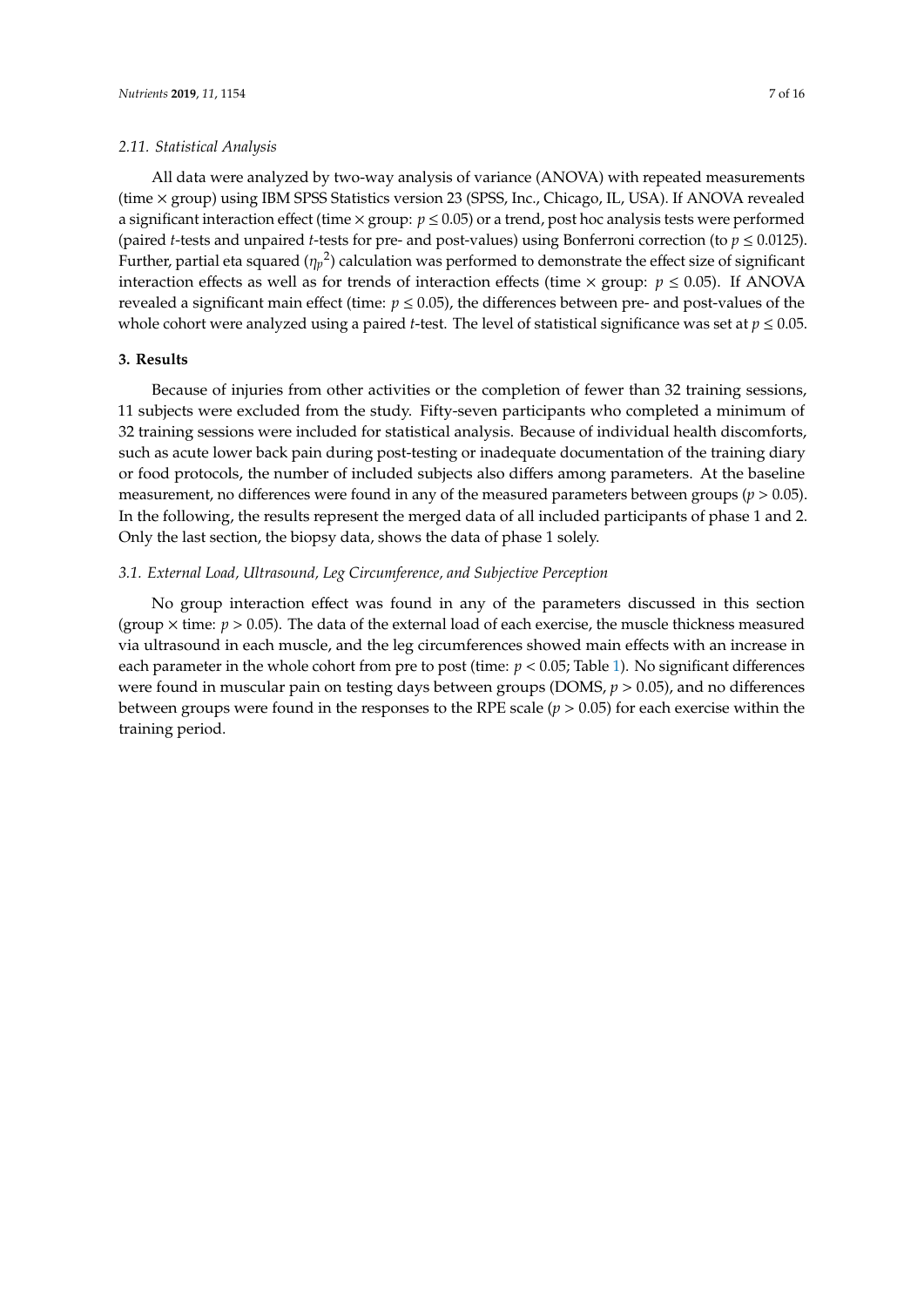### 2.11. Statistical Analysis

All data were analyzed by two-way analysis of variance (ANOVA) with repeated measurements (time × group) using IBM SPSS Statistics version 23 (SPSS, Inc., Chicago, IL, USA). If ANOVA revealed a significant interaction effect (time × group: $p \leq 0.05$) or a trend, post hoc analysis tests were performed (paired *t*-tests and unpaired *t*-tests for pre- and post-values) using Bonferroni correction (to $p \leq 0.0125$). Further, partial eta squared ($\eta_p^2$) calculation was performed to demonstrate the effect size of significant interaction effects as well as for trends of interaction effects (time × group: $p \leq 0.05$). If ANOVA revealed a significant main effect (time: $p \leq 0.05$), the differences between pre- and post-values of the whole cohort were analyzed using a paired *t*-test. The level of statistical significance was set at $p \leq 0.05$.

## 3. Results

Because of injuries from other activities or the completion of fewer than 32 training sessions, 11 subjects were excluded from the study. Fifty-seven participants who completed a minimum of 32 training sessions were included for statistical analysis. Because of individual health discomforts, such as acute lower back pain during post-testing or inadequate documentation of the training diary or food protocols, the number of included subjects also differs among parameters. At the baseline measurement, no differences were found in any of the measured parameters between groups ($p > 0.05$). In the following, the results represent the merged data of all included participants of phase 1 and 2. Only the last section, the biopsy data, shows the data of phase 1 solely.

### 3.1. External Load, Ultrasound, Leg Circumference, and Subjective Perception

No group interaction effect was found in any of the parameters discussed in this section (group × time: $p > 0.05$). The data of the external load of each exercise, the muscle thickness measured via ultrasound in each muscle, and the leg circumferences showed main effects with an increase in each parameter in the whole cohort from pre to post (time: $p < 0.05$; Table 1). No significant differences were found in muscular pain on testing days between groups (DOMS, $p > 0.05$), and no differences between groups were found in the responses to the RPE scale ($p > 0.05$) for each exercise within the training period.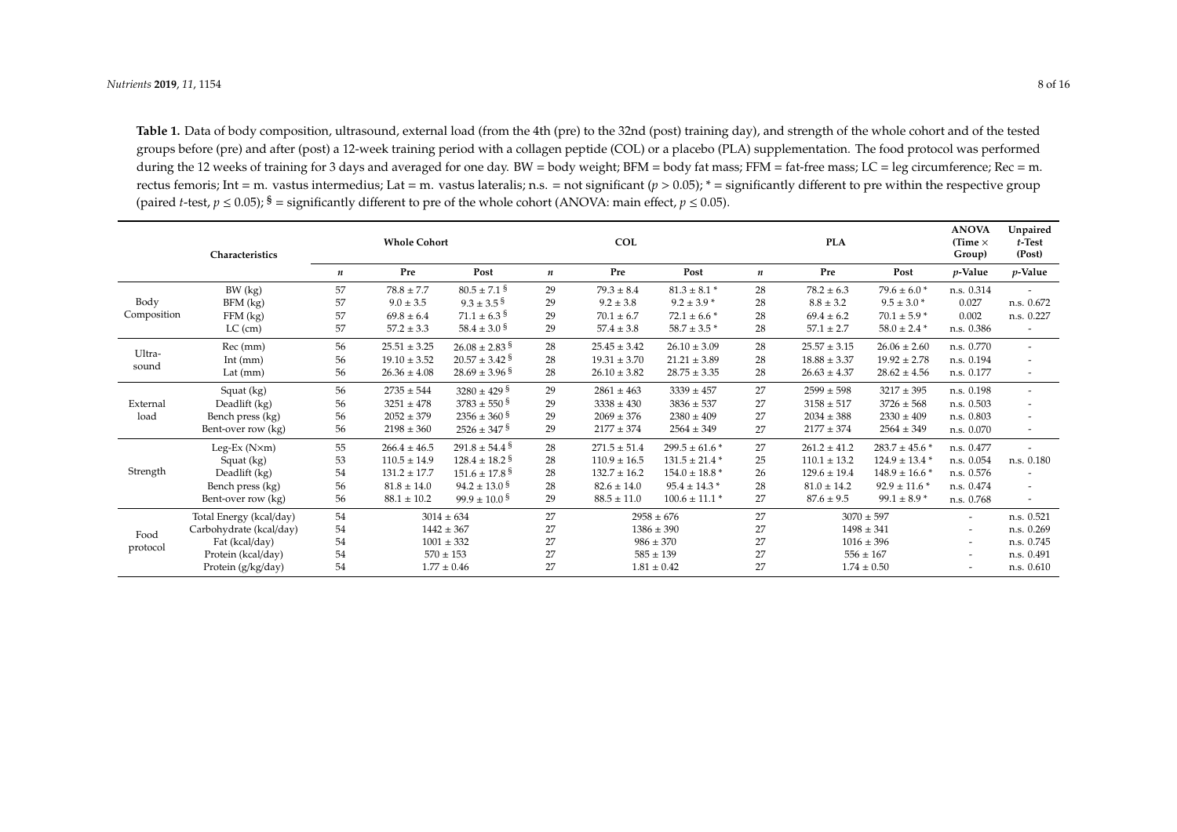**Table 1.** Data of body composition, ultrasound, external load (from the 4th (pre) to the 32nd (post) training day), and strength of the whole cohort and of the tested groups before (pre) and after (post) a 12-week training period with a collagen peptide (COL) or a placebo (PLA) supplementation. The food protocol was performed during the 12 weeks of training for 3 days and averaged for one day. BW = body weight; BFM = body fat mass; FFM = fat-free mass; LC = leg circumference; Rec = m. rectus femoris; Int = m. vastus intermedius; Lat = m. vastus lateralis; n.s. = not significant ($p > 0.05$); * = significantly different to pre within the respective group (paired *t*-test, $p \leq 0.05$); § = significantly different to pre of the whole cohort (ANOVA: main effect, $p \leq 0.05$).

| | Characteristics | Whole Cohort | | | COL | | | PLA | | | ANOVA (Time × Group) | Unpaired *t*-Test (Post) |
|---|---|---|---|---|---|---|---|---|---|---|---|---|
| | | *n* | Pre | Post | *n* | Pre | Post | *n* | Pre | Post | *p*-Value | *p*-Value |
| Body Composition | BW (kg) | 57 | 78.8 ± 7.7 | 80.5 ± 7.1 § | 29 | 79.3 ± 8.4 | 81.3 ± 8.1 * | 28 | 78.2 ± 6.3 | 79.6 ± 6.0 * | n.s. 0.314 | - |
| | BFM (kg) | 57 | 9.0 ± 3.5 | 9.3 ± 3.5 § | 29 | 9.2 ± 3.8 | 9.2 ± 3.9 * | 28 | 8.8 ± 3.2 | 9.5 ± 3.0 * | 0.027 | n.s. 0.672 |
| | FFM (kg) | 57 | 69.8 ± 6.4 | 71.1 ± 6.3 § | 29 | 70.1 ± 6.7 | 72.1 ± 6.6 * | 28 | 69.4 ± 6.2 | 70.1 ± 5.9 * | 0.002 | n.s. 0.227 |
| | LC (cm) | 57 | 57.2 ± 3.3 | 58.4 ± 3.0 § | 29 | 57.4 ± 3.8 | 58.7 ± 3.5 * | 28 | 57.1 ± 2.7 | 58.0 ± 2.4 * | n.s. 0.386 | - |
| Ultra-sound | Rec (mm) | 56 | 25.51 ± 3.25 | 26.08 ± 2.83 § | 28 | 25.45 ± 3.42 | 26.10 ± 3.09 | 28 | 25.57 ± 3.15 | 26.06 ± 2.60 | n.s. 0.770 | - |
| | Int (mm) | 56 | 19.10 ± 3.52 | 20.57 ± 3.42 § | 28 | 19.31 ± 3.70 | 21.21 ± 3.89 | 28 | 18.88 ± 3.37 | 19.92 ± 2.78 | n.s. 0.194 | - |
| | Lat (mm) | 56 | 26.36 ± 4.08 | 28.69 ± 3.96 § | 28 | 26.10 ± 3.82 | 28.75 ± 3.35 | 28 | 26.63 ± 4.37 | 28.62 ± 4.56 | n.s. 0.177 | - |
| External load | Squat (kg) | 56 | 2735 ± 544 | 3280 ± 429 § | 29 | 2861 ± 463 | 3339 ± 457 | 27 | 2599 ± 598 | 3217 ± 395 | n.s. 0.198 | - |
| | Deadlift (kg) | 56 | 3251 ± 478 | 3783 ± 550 § | 29 | 3338 ± 430 | 3836 ± 537 | 27 | 3158 ± 517 | 3726 ± 568 | n.s. 0.503 | - |
| | Bench press (kg) | 56 | 2052 ± 379 | 2356 ± 360 § | 29 | 2069 ± 376 | 2380 ± 409 | 27 | 2034 ± 388 | 2330 ± 409 | n.s. 0.803 | - |
| | Bent-over row (kg) | 56 | 2198 ± 360 | 2526 ± 347 § | 29 | 2177 ± 374 | 2564 ± 349 | 27 | 2177 ± 374 | 2564 ± 349 | n.s. 0.070 | - |
| Strength | Leg-Ex (N×m) | 55 | 266.4 ± 46.5 | 291.8 ± 54.4 § | 28 | 271.5 ± 51.4 | 299.5 ± 61.6 * | 27 | 261.2 ± 41.2 | 283.7 ± 45.6 * | n.s. 0.477 | - |
| | Squat (kg) | 53 | 110.5 ± 14.9 | 128.4 ± 18.2 § | 28 | 110.9 ± 16.5 | 131.5 ± 21.4 * | 25 | 110.1 ± 13.2 | 124.9 ± 13.4 * | n.s. 0.054 | n.s. 0.180 |
| | Deadlift (kg) | 54 | 131.2 ± 17.7 | 151.6 ± 17.8 § | 28 | 132.7 ± 16.2 | 154.0 ± 18.8 * | 26 | 129.6 ± 19.4 | 148.9 ± 16.6 * | n.s. 0.576 | - |
| | Bench press (kg) | 56 | 81.8 ± 14.0 | 94.2 ± 13.0 § | 28 | 82.6 ± 14.0 | 95.4 ± 14.3 * | 28 | 81.0 ± 14.2 | 92.9 ± 11.6 * | n.s. 0.474 | - |
| | Bent-over row (kg) | 56 | 88.1 ± 10.2 | 99.9 ± 10.0 § | 29 | 88.5 ± 11.0 | 100.6 ± 11.1 * | 27 | 87.6 ± 9.5 | 99.1 ± 8.9 * | n.s. 0.768 | - |
| Food protocol | Total Energy (kcal/day) | 54 | 3014 ± 634 | | 27 | 2958 ± 676 | | 27 | 3070 ± 597 | | - | n.s. 0.521 |
| | Carbohydrate (kcal/day) | 54 | 1442 ± 367 | | 27 | 1386 ± 390 | | 27 | 1498 ± 341 | | - | n.s. 0.269 |
| | Fat (kcal/day) | 54 | 1001 ± 332 | | 27 | 986 ± 370 | | 27 | 1016 ± 396 | | - | n.s. 0.745 |
| | Protein (kcal/day) | 54 | 570 ± 153 | | 27 | 585 ± 139 | | 27 | 556 ± 167 | | - | n.s. 0.491 |
| | Protein (g/kg/day) | 54 | 1.77 ± 0.46 | | 27 | 1.81 ± 0.42 | | 27 | 1.74 ± 0.50 | | - | n.s. 0.610 |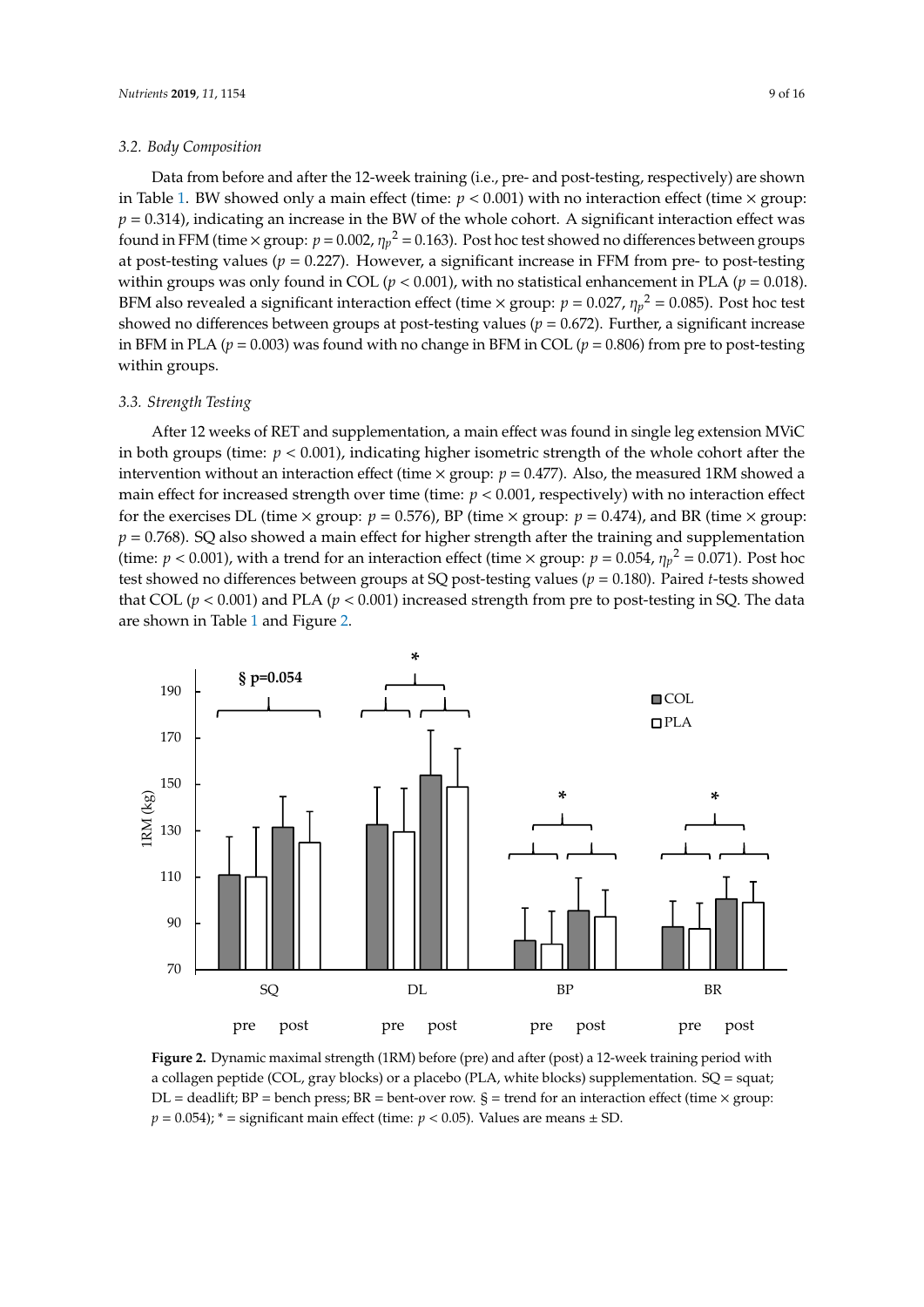### 3.2. Body Composition

Data from before and after the 12-week training (i.e., pre- and post-testing, respectively) are shown in Table 1. BW showed only a main effect (time: $p < 0.001$) with no interaction effect (time × group: $p = 0.314$), indicating an increase in the BW of the whole cohort. A significant interaction effect was found in FFM (time × group: $p = 0.002$, $\eta_p^2 = 0.163$). Post hoc test showed no differences between groups at post-testing values ($p = 0.227$). However, a significant increase in FFM from pre- to post-testing within groups was only found in COL ($p < 0.001$), with no statistical enhancement in PLA ($p = 0.018$). BFM also revealed a significant interaction effect (time × group: $p = 0.027$, $\eta_p^2 = 0.085$). Post hoc test showed no differences between groups at post-testing values ($p = 0.672$). Further, a significant increase in BFM in PLA ($p = 0.003$) was found with no change in BFM in COL ($p = 0.806$) from pre to post-testing within groups.

### 3.3. Strength Testing

After 12 weeks of RET and supplementation, a main effect was found in single leg extension MViC in both groups (time: $p < 0.001$), indicating higher isometric strength of the whole cohort after the intervention without an interaction effect (time × group: $p = 0.477$). Also, the measured 1RM showed a main effect for increased strength over time (time: $p < 0.001$, respectively) with no interaction effect for the exercises DL (time × group: $p = 0.576$), BP (time × group: $p = 0.474$), and BR (time × group: $p = 0.768$). SQ also showed a main effect for higher strength after the training and supplementation (time: $p < 0.001$), with a trend for an interaction effect (time × group: $p = 0.054$, $\eta_p^2 = 0.071$). Post hoc test showed no differences between groups at SQ post-testing values ($p = 0.180$). Paired *t*-tests showed that COL ($p < 0.001$) and PLA ($p < 0.001$) increased strength from pre to post-testing in SQ. The data are shown in Table 1 and Figure 2.

**Figure 2.** Dynamic maximal strength (1RM) before (pre) and after (post) a 12-week training period with a collagen peptide (COL, gray blocks) or a placebo (PLA, white blocks) supplementation. SQ = squat; DL = deadlift; BP = bench press; BR = bent-over row. § = trend for an interaction effect (time × group: $p = 0.054$); * = significant main effect (time: $p < 0.05$). Values are means ± SD.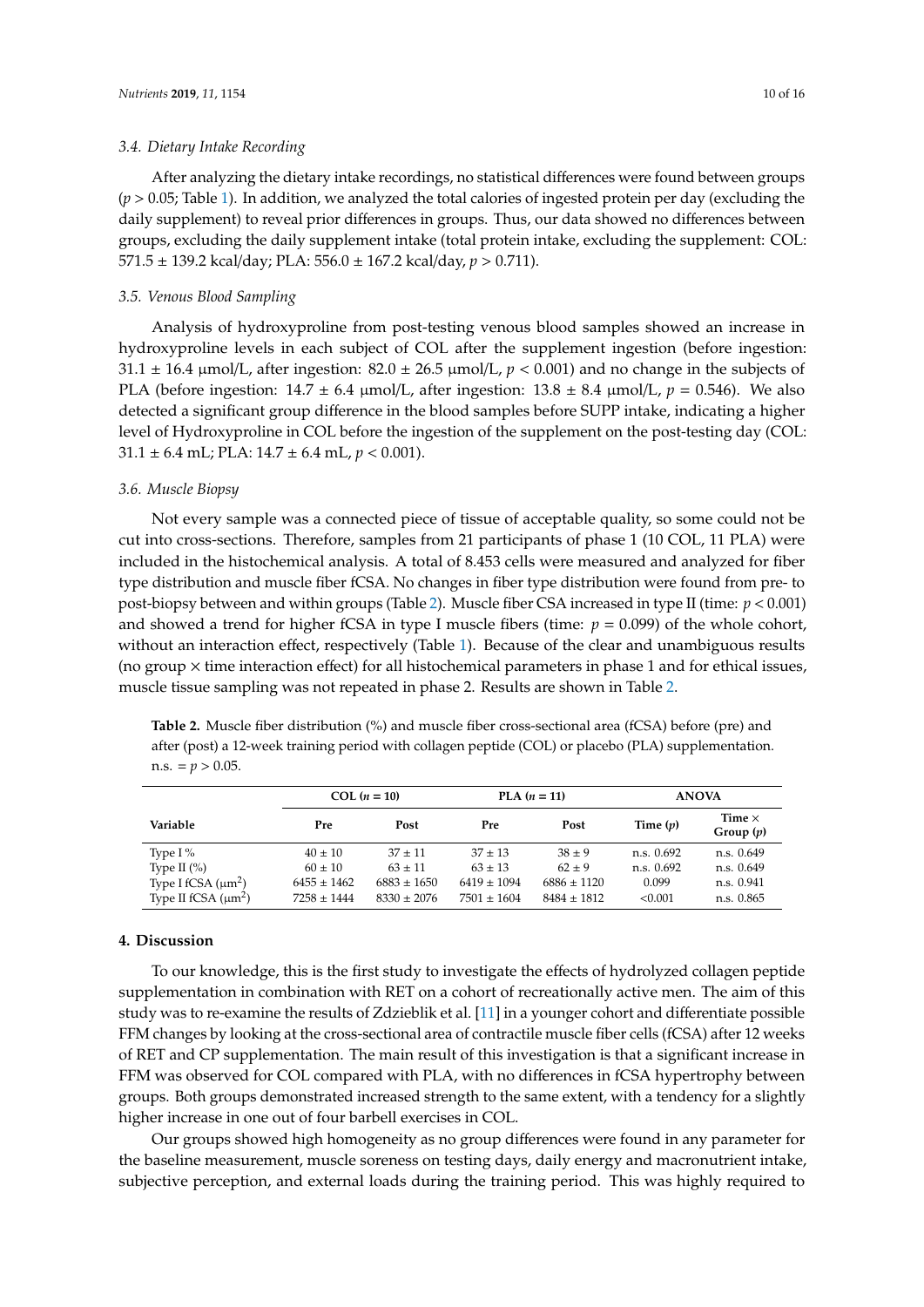### 3.4. Dietary Intake Recording

After analyzing the dietary intake recordings, no statistical differences were found between groups ($p > 0.05$; Table 1). In addition, we analyzed the total calories of ingested protein per day (excluding the daily supplement) to reveal prior differences in groups. Thus, our data showed no differences between groups, excluding the daily supplement intake (total protein intake, excluding the supplement: COL: 571.5 ± 139.2 kcal/day; PLA: 556.0 ± 167.2 kcal/day, $p > 0.711$).

### 3.5. Venous Blood Sampling

Analysis of hydroxyproline from post-testing venous blood samples showed an increase in hydroxyproline levels in each subject of COL after the supplement ingestion (before ingestion: 31.1 ± 16.4 μmol/L, after ingestion: 82.0 ± 26.5 μmol/L, $p < 0.001$) and no change in the subjects of PLA (before ingestion: 14.7 ± 6.4 μmol/L, after ingestion: 13.8 ± 8.4 μmol/L, $p = 0.546$). We also detected a significant group difference in the blood samples before SUPP intake, indicating a higher level of Hydroxyproline in COL before the ingestion of the supplement on the post-testing day (COL: 31.1 ± 6.4 mL; PLA: 14.7 ± 6.4 mL, $p < 0.001$).

### 3.6. Muscle Biopsy

Not every sample was a connected piece of tissue of acceptable quality, so some could not be cut into cross-sections. Therefore, samples from 21 participants of phase 1 (10 COL, 11 PLA) were included in the histochemical analysis. A total of 8.453 cells were measured and analyzed for fiber type distribution and muscle fiber fCSA. No changes in fiber type distribution were found from pre- to post-biopsy between and within groups (Table 2). Muscle fiber CSA increased in type II (time: $p < 0.001$) and showed a trend for higher fCSA in type I muscle fibers (time: $p = 0.099$) of the whole cohort, without an interaction effect, respectively (Table 1). Because of the clear and unambiguous results (no group × time interaction effect) for all histochemical parameters in phase 1 and for ethical issues, muscle tissue sampling was not repeated in phase 2. Results are shown in Table 2.

**Table 2.** Muscle fiber distribution (%) and muscle fiber cross-sectional area (fCSA) before (pre) and after (post) a 12-week training period with collagen peptide (COL) or placebo (PLA) supplementation. n.s. = $p > 0.05$.

| Variable | COL ($n$ = 10) | | PLA ($n$ = 11) | | ANOVA | |
|---|---|---|---|---|---|---|
| | Pre | Post | Pre | Post | Time ($p$) | Time × Group ($p$) |
| Type I % | 40 ± 10 | 37 ± 11 | 37 ± 13 | 38 ± 9 | n.s. 0.692 | n.s. 0.649 |
| Type II (%) | 60 ± 10 | 63 ± 11 | 63 ± 13 | 62 ± 9 | n.s. 0.692 | n.s. 0.649 |
| Type I fCSA (μm$^2$) | 6455 ± 1462 | 6883 ± 1650 | 6419 ± 1094 | 6886 ± 1120 | 0.099 | n.s. 0.941 |
| Type II fCSA (μm$^2$) | 7258 ± 1444 | 8330 ± 2076 | 7501 ± 1604 | 8484 ± 1812 | <0.001 | n.s. 0.865 |

## 4. Discussion

To our knowledge, this is the first study to investigate the effects of hydrolyzed collagen peptide supplementation in combination with RET on a cohort of recreationally active men. The aim of this study was to re-examine the results of Zdzieblik et al. [11] in a younger cohort and differentiate possible FFM changes by looking at the cross-sectional area of contractile muscle fiber cells (fCSA) after 12 weeks of RET and CP supplementation. The main result of this investigation is that a significant increase in FFM was observed for COL compared with PLA, with no differences in fCSA hypertrophy between groups. Both groups demonstrated increased strength to the same extent, with a tendency for a slightly higher increase in one out of four barbell exercises in COL.

Our groups showed high homogeneity as no group differences were found in any parameter for the baseline measurement, muscle soreness on testing days, daily energy and macronutrient intake, subjective perception, and external loads during the training period. This was highly required to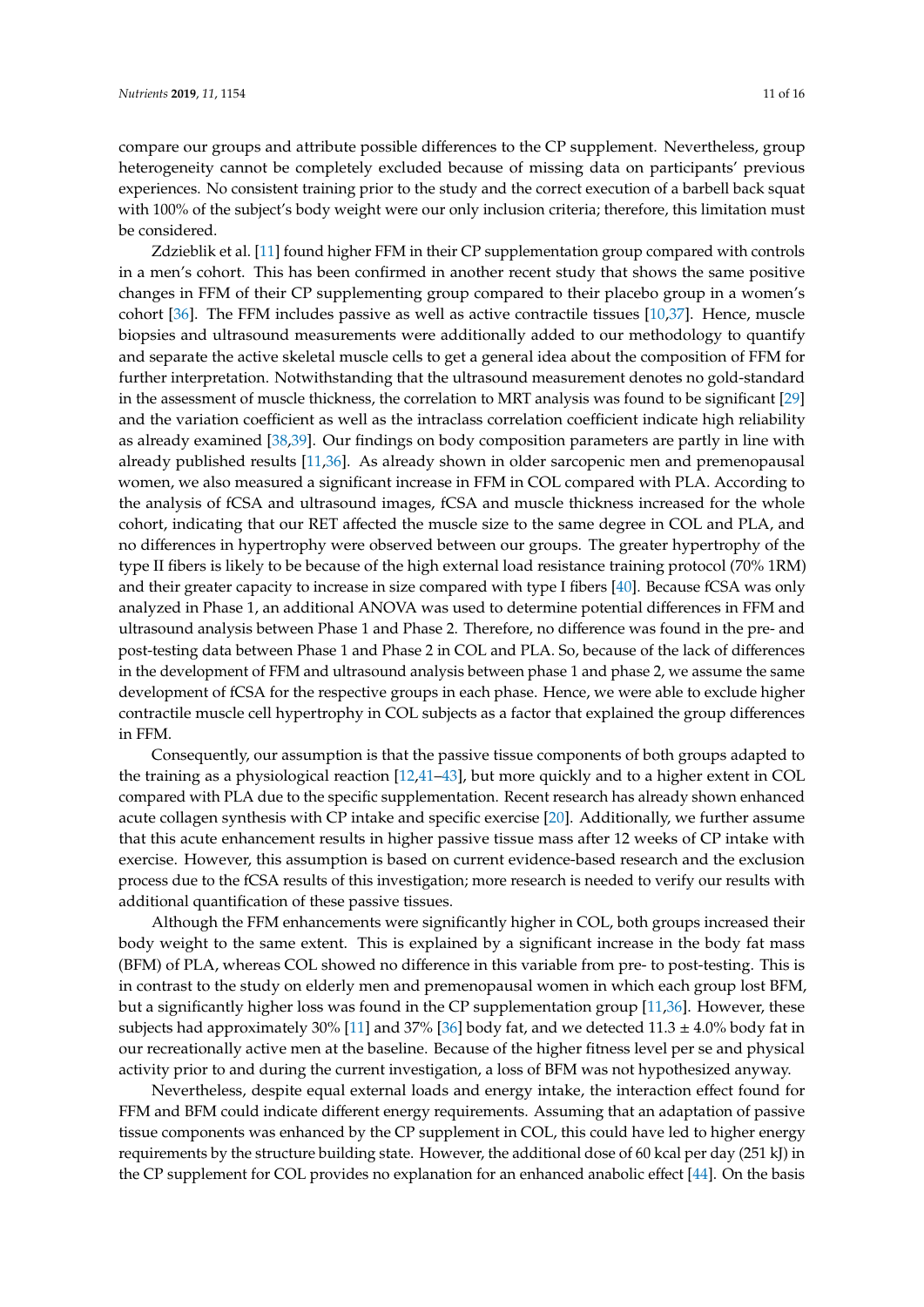compare our groups and attribute possible differences to the CP supplement. Nevertheless, group heterogeneity cannot be completely excluded because of missing data on participants' previous experiences. No consistent training prior to the study and the correct execution of a barbell back squat with 100% of the subject's body weight were our only inclusion criteria; therefore, this limitation must be considered.

Zdzieblik et al. [11] found higher FFM in their CP supplementation group compared with controls in a men's cohort. This has been confirmed in another recent study that shows the same positive changes in FFM of their CP supplementing group compared to their placebo group in a women's cohort [36]. The FFM includes passive as well as active contractile tissues [10,37]. Hence, muscle biopsies and ultrasound measurements were additionally added to our methodology to quantify and separate the active skeletal muscle cells to get a general idea about the composition of FFM for further interpretation. Notwithstanding that the ultrasound measurement denotes no gold-standard in the assessment of muscle thickness, the correlation to MRT analysis was found to be significant [29] and the variation coefficient as well as the intraclass correlation coefficient indicate high reliability as already examined [38,39]. Our findings on body composition parameters are partly in line with already published results [11,36]. As already shown in older sarcopenic men and premenopausal women, we also measured a significant increase in FFM in COL compared with PLA. According to the analysis of fCSA and ultrasound images, fCSA and muscle thickness increased for the whole cohort, indicating that our RET affected the muscle size to the same degree in COL and PLA, and no differences in hypertrophy were observed between our groups. The greater hypertrophy of the type II fibers is likely to be because of the high external load resistance training protocol (70% 1RM) and their greater capacity to increase in size compared with type I fibers [40]. Because fCSA was only analyzed in Phase 1, an additional ANOVA was used to determine potential differences in FFM and ultrasound analysis between Phase 1 and Phase 2. Therefore, no difference was found in the pre- and post-testing data between Phase 1 and Phase 2 in COL and PLA. So, because of the lack of differences in the development of FFM and ultrasound analysis between phase 1 and phase 2, we assume the same development of fCSA for the respective groups in each phase. Hence, we were able to exclude higher contractile muscle cell hypertrophy in COL subjects as a factor that explained the group differences in FFM.

Consequently, our assumption is that the passive tissue components of both groups adapted to the training as a physiological reaction [12,41–43], but more quickly and to a higher extent in COL compared with PLA due to the specific supplementation. Recent research has already shown enhanced acute collagen synthesis with CP intake and specific exercise [20]. Additionally, we further assume that this acute enhancement results in higher passive tissue mass after 12 weeks of CP intake with exercise. However, this assumption is based on current evidence-based research and the exclusion process due to the fCSA results of this investigation; more research is needed to verify our results with additional quantification of these passive tissues.

Although the FFM enhancements were significantly higher in COL, both groups increased their body weight to the same extent. This is explained by a significant increase in the body fat mass (BFM) of PLA, whereas COL showed no difference in this variable from pre- to post-testing. This is in contrast to the study on elderly men and premenopausal women in which each group lost BFM, but a significantly higher loss was found in the CP supplementation group [11,36]. However, these subjects had approximately 30% [11] and 37% [36] body fat, and we detected 11.3 ± 4.0% body fat in our recreationally active men at the baseline. Because of the higher fitness level per se and physical activity prior to and during the current investigation, a loss of BFM was not hypothesized anyway.

Nevertheless, despite equal external loads and energy intake, the interaction effect found for FFM and BFM could indicate different energy requirements. Assuming that an adaptation of passive tissue components was enhanced by the CP supplement in COL, this could have led to higher energy requirements by the structure building state. However, the additional dose of 60 kcal per day (251 kJ) in the CP supplement for COL provides no explanation for an enhanced anabolic effect [44]. On the basis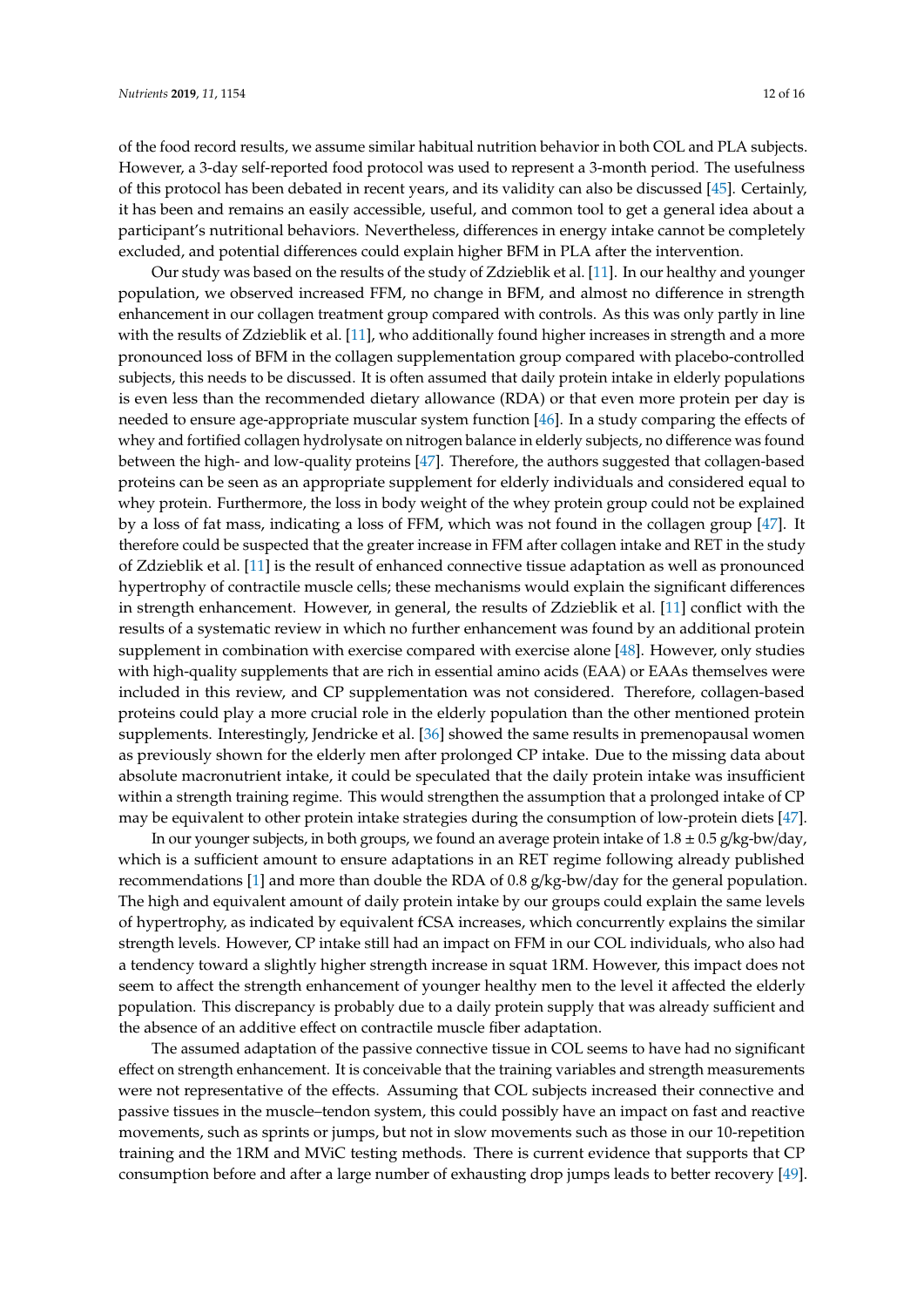of the food record results, we assume similar habitual nutrition behavior in both COL and PLA subjects. However, a 3-day self-reported food protocol was used to represent a 3-month period. The usefulness of this protocol has been debated in recent years, and its validity can also be discussed [45]. Certainly, it has been and remains an easily accessible, useful, and common tool to get a general idea about a participant's nutritional behaviors. Nevertheless, differences in energy intake cannot be completely excluded, and potential differences could explain higher BFM in PLA after the intervention.

Our study was based on the results of the study of Zdzieblik et al. [11]. In our healthy and younger population, we observed increased FFM, no change in BFM, and almost no difference in strength enhancement in our collagen treatment group compared with controls. As this was only partly in line with the results of Zdzieblik et al. [11], who additionally found higher increases in strength and a more pronounced loss of BFM in the collagen supplementation group compared with placebo-controlled subjects, this needs to be discussed. It is often assumed that daily protein intake in elderly populations is even less than the recommended dietary allowance (RDA) or that even more protein per day is needed to ensure age-appropriate muscular system function [46]. In a study comparing the effects of whey and fortified collagen hydrolysate on nitrogen balance in elderly subjects, no difference was found between the high- and low-quality proteins [47]. Therefore, the authors suggested that collagen-based proteins can be seen as an appropriate supplement for elderly individuals and considered equal to whey protein. Furthermore, the loss in body weight of the whey protein group could not be explained by a loss of fat mass, indicating a loss of FFM, which was not found in the collagen group [47]. It therefore could be suspected that the greater increase in FFM after collagen intake and RET in the study of Zdzieblik et al. [11] is the result of enhanced connective tissue adaptation as well as pronounced hypertrophy of contractile muscle cells; these mechanisms would explain the significant differences in strength enhancement. However, in general, the results of Zdzieblik et al. [11] conflict with the results of a systematic review in which no further enhancement was found by an additional protein supplement in combination with exercise compared with exercise alone [48]. However, only studies with high-quality supplements that are rich in essential amino acids (EAA) or EAAs themselves were included in this review, and CP supplementation was not considered. Therefore, collagen-based proteins could play a more crucial role in the elderly population than the other mentioned protein supplements. Interestingly, Jendricke et al. [36] showed the same results in premenopausal women as previously shown for the elderly men after prolonged CP intake. Due to the missing data about absolute macronutrient intake, it could be speculated that the daily protein intake was insufficient within a strength training regime. This would strengthen the assumption that a prolonged intake of CP may be equivalent to other protein intake strategies during the consumption of low-protein diets [47].

In our younger subjects, in both groups, we found an average protein intake of $1.8 \pm 0.5$ g/kg-bw/day, which is a sufficient amount to ensure adaptations in an RET regime following already published recommendations [1] and more than double the RDA of 0.8 g/kg-bw/day for the general population. The high and equivalent amount of daily protein intake by our groups could explain the same levels of hypertrophy, as indicated by equivalent fCSA increases, which concurrently explains the similar strength levels. However, CP intake still had an impact on FFM in our COL individuals, who also had a tendency toward a slightly higher strength increase in squat 1RM. However, this impact does not seem to affect the strength enhancement of younger healthy men to the level it affected the elderly population. This discrepancy is probably due to a daily protein supply that was already sufficient and the absence of an additive effect on contractile muscle fiber adaptation.

The assumed adaptation of the passive connective tissue in COL seems to have had no significant effect on strength enhancement. It is conceivable that the training variables and strength measurements were not representative of the effects. Assuming that COL subjects increased their connective and passive tissues in the muscle–tendon system, this could possibly have an impact on fast and reactive movements, such as sprints or jumps, but not in slow movements such as those in our 10-repetition training and the 1RM and MViC testing methods. There is current evidence that supports that CP consumption before and after a large number of exhausting drop jumps leads to better recovery [49].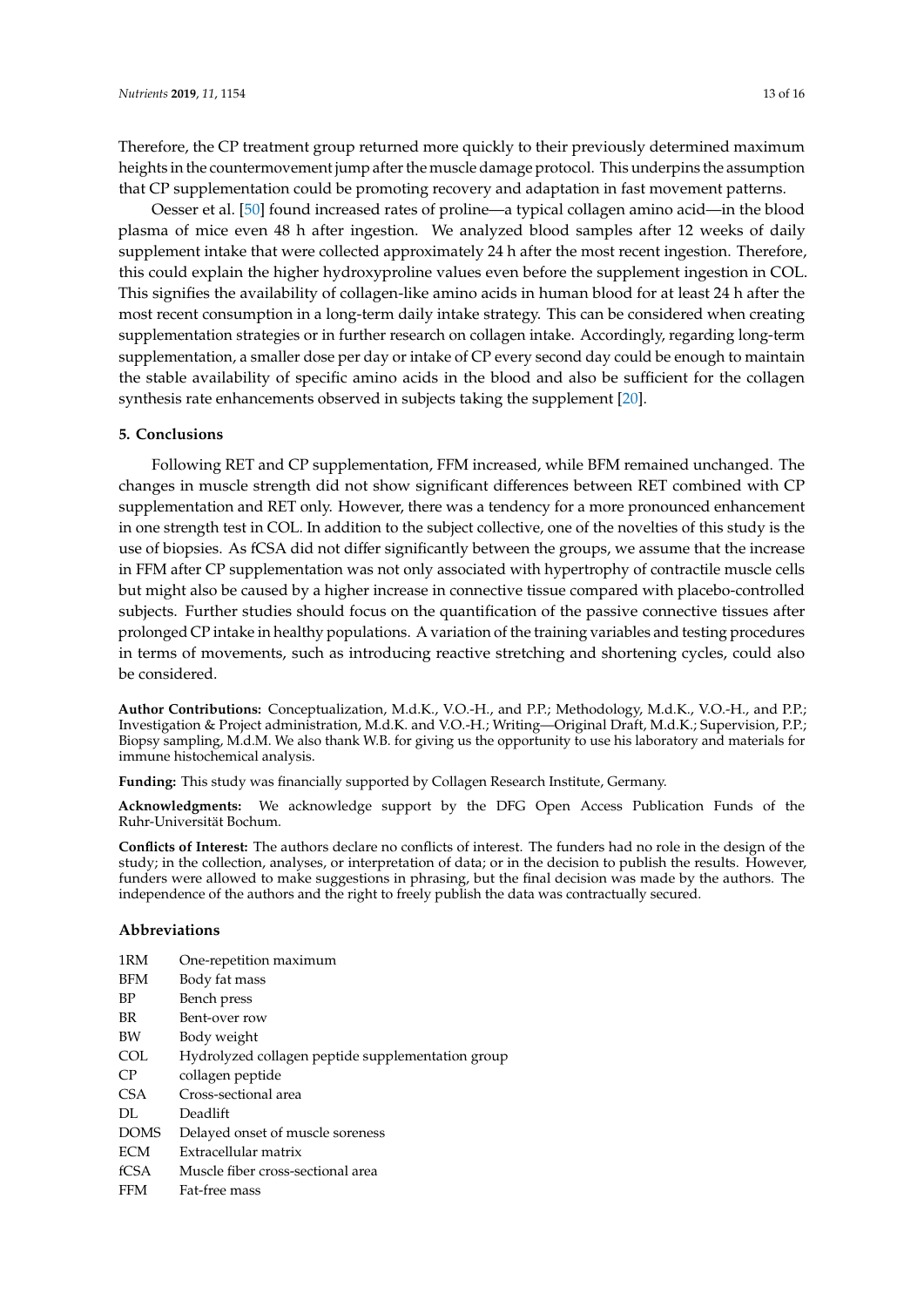Therefore, the CP treatment group returned more quickly to their previously determined maximum heights in the countermovement jump after the muscle damage protocol. This underpins the assumption that CP supplementation could be promoting recovery and adaptation in fast movement patterns.

Oesser et al. [50] found increased rates of proline—a typical collagen amino acid—in the blood plasma of mice even 48 h after ingestion. We analyzed blood samples after 12 weeks of daily supplement intake that were collected approximately 24 h after the most recent ingestion. Therefore, this could explain the higher hydroxyproline values even before the supplement ingestion in COL. This signifies the availability of collagen-like amino acids in human blood for at least 24 h after the most recent consumption in a long-term daily intake strategy. This can be considered when creating supplementation strategies or in further research on collagen intake. Accordingly, regarding long-term supplementation, a smaller dose per day or intake of CP every second day could be enough to maintain the stable availability of specific amino acids in the blood and also be sufficient for the collagen synthesis rate enhancements observed in subjects taking the supplement [20].

## 5. Conclusions

Following RET and CP supplementation, FFM increased, while BFM remained unchanged. The changes in muscle strength did not show significant differences between RET combined with CP supplementation and RET only. However, there was a tendency for a more pronounced enhancement in one strength test in COL. In addition to the subject collective, one of the novelties of this study is the use of biopsies. As fCSA did not differ significantly between the groups, we assume that the increase in FFM after CP supplementation was not only associated with hypertrophy of contractile muscle cells but might also be caused by a higher increase in connective tissue compared with placebo-controlled subjects. Further studies should focus on the quantification of the passive connective tissues after prolonged CP intake in healthy populations. A variation of the training variables and testing procedures in terms of movements, such as introducing reactive stretching and shortening cycles, could also be considered.

**Author Contributions:** Conceptualization, M.d.K., V.O.-H., and P.P.; Methodology, M.d.K., V.O.-H., and P.P.; Investigation & Project administration, M.d.K. and V.O.-H.; Writing—Original Draft, M.d.K.; Supervision, P.P.; Biopsy sampling, M.d.M. We also thank W.B. for giving us the opportunity to use his laboratory and materials for immune histochemical analysis.

**Funding:** This study was financially supported by Collagen Research Institute, Germany.

**Acknowledgments:** We acknowledge support by the DFG Open Access Publication Funds of the Ruhr-Universität Bochum.

**Conflicts of Interest:** The authors declare no conflicts of interest. The funders had no role in the design of the study; in the collection, analyses, or interpretation of data; or in the decision to publish the results. However, funders were allowed to make suggestions in phrasing, but the final decision was made by the authors. The independence of the authors and the right to freely publish the data was contractually secured.

## Abbreviations

| | |
|---|---|
| 1RM | One-repetition maximum |
| BFM | Body fat mass |
| BP | Bench press |
| BR | Bent-over row |
| BW | Body weight |
| COL | Hydrolyzed collagen peptide supplementation group |
| CP | collagen peptide |
| CSA | Cross-sectional area |
| DL | Deadlift |
| DOMS | Delayed onset of muscle soreness |
| ECM | Extracellular matrix |
| fCSA | Muscle fiber cross-sectional area |
| FFM | Fat-free mass |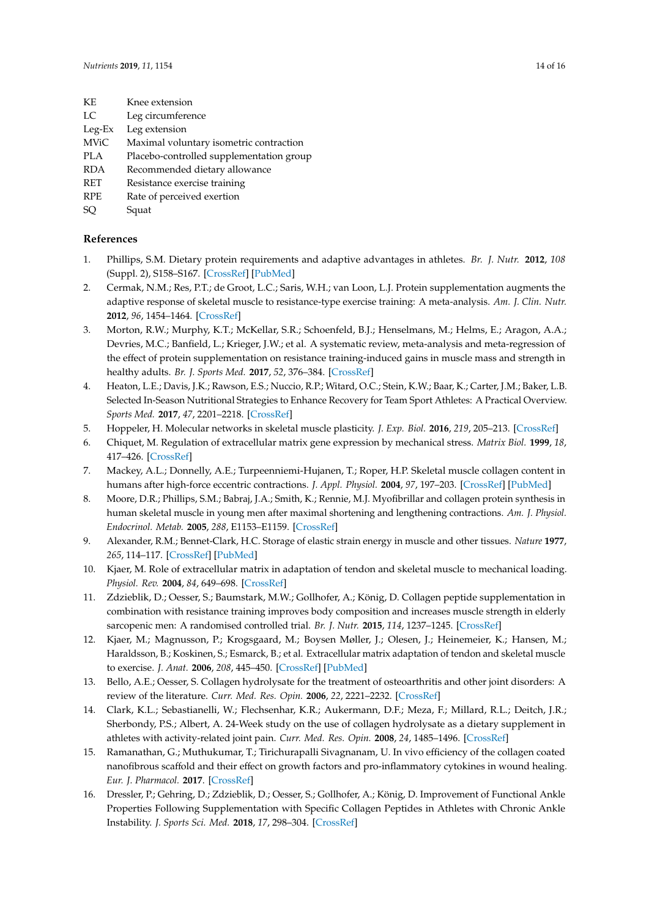| | |
|---|---|
| KE | Knee extension |
| LC | Leg circumference |
| Leg-Ex | Leg extension |
| MViC | Maximal voluntary isometric contraction |
| PLA | Placebo-controlled supplementation group |
| RDA | Recommended dietary allowance |
| RET | Resistance exercise training |
| RPE | Rate of perceived exertion |
| SQ | Squat |

## References

1. Phillips, S.M. Dietary protein requirements and adaptive advantages in athletes. *Br. J. Nutr.* **2012**, *108* (Suppl. 2), S158–S167. [CrossRef] [PubMed]
2. Cermak, N.M.; Res, P.T.; de Groot, L.C.; Saris, W.H.; van Loon, L.J. Protein supplementation augments the adaptive response of skeletal muscle to resistance-type exercise training: A meta-analysis. *Am. J. Clin. Nutr.* **2012**, *96*, 1454–1464. [CrossRef]
3. Morton, R.W.; Murphy, K.T.; McKellar, S.R.; Schoenfeld, B.J.; Henselmans, M.; Helms, E.; Aragon, A.A.; Devries, M.C.; Banfield, L.; Krieger, J.W.; et al. A systematic review, meta-analysis and meta-regression of the effect of protein supplementation on resistance training-induced gains in muscle mass and strength in healthy adults. *Br. J. Sports Med.* **2017**, *52*, 376–384. [CrossRef]
4. Heaton, L.E.; Davis, J.K.; Rawson, E.S.; Nuccio, R.P.; Witard, O.C.; Stein, K.W.; Baar, K.; Carter, J.M.; Baker, L.B. Selected In-Season Nutritional Strategies to Enhance Recovery for Team Sport Athletes: A Practical Overview. *Sports Med.* **2017**, *47*, 2201–2218. [CrossRef]
5. Hoppeler, H. Molecular networks in skeletal muscle plasticity. *J. Exp. Biol.* **2016**, *219*, 205–213. [CrossRef]
6. Chiquet, M. Regulation of extracellular matrix gene expression by mechanical stress. *Matrix Biol.* **1999**, *18*, 417–426. [CrossRef]
7. Mackey, A.L.; Donnelly, A.E.; Turpeenniemi-Hujanen, T.; Roper, H.P. Skeletal muscle collagen content in humans after high-force eccentric contractions. *J. Appl. Physiol.* **2004**, *97*, 197–203. [CrossRef] [PubMed]
8. Moore, D.R.; Phillips, S.M.; Babraj, J.A.; Smith, K.; Rennie, M.J. Myofibrillar and collagen protein synthesis in human skeletal muscle in young men after maximal shortening and lengthening contractions. *Am. J. Physiol. Endocrinol. Metab.* **2005**, *288*, E1153–E1159. [CrossRef]
9. Alexander, R.M.; Bennet-Clark, H.C. Storage of elastic strain energy in muscle and other tissues. *Nature* **1977**, *265*, 114–117. [CrossRef] [PubMed]
10. Kjaer, M. Role of extracellular matrix in adaptation of tendon and skeletal muscle to mechanical loading. *Physiol. Rev.* **2004**, *84*, 649–698. [CrossRef]
11. Zdzieblik, D.; Oesser, S.; Baumstark, M.W.; Gollhofer, A.; König, D. Collagen peptide supplementation in combination with resistance training improves body composition and increases muscle strength in elderly sarcopenic men: A randomised controlled trial. *Br. J. Nutr.* **2015**, *114*, 1237–1245. [CrossRef]
12. Kjaer, M.; Magnusson, P.; Krogsgaard, M.; Boysen Møller, J.; Olesen, J.; Heinemeier, K.; Hansen, M.; Haraldsson, B.; Koskinen, S.; Esmarck, B.; et al. Extracellular matrix adaptation of tendon and skeletal muscle to exercise. *J. Anat.* **2006**, *208*, 445–450. [CrossRef] [PubMed]
13. Bello, A.E.; Oesser, S. Collagen hydrolysate for the treatment of osteoarthritis and other joint disorders: A review of the literature. *Curr. Med. Res. Opin.* **2006**, *22*, 2221–2232. [CrossRef]
14. Clark, K.L.; Sebastianelli, W.; Flechsenhar, K.R.; Aukermann, D.F.; Meza, F.; Millard, R.L.; Deitch, J.R.; Sherbondy, P.S.; Albert, A. 24-Week study on the use of collagen hydrolysate as a dietary supplement in athletes with activity-related joint pain. *Curr. Med. Res. Opin.* **2008**, *24*, 1485–1496. [CrossRef]
15. Ramanathan, G.; Muthukumar, T.; Tirichurapalli Sivagnanam, U. In vivo efficiency of the collagen coated nanofibrous scaffold and their effect on growth factors and pro-inflammatory cytokines in wound healing. *Eur. J. Pharmacol.* **2017**. [CrossRef]
16. Dressler, P.; Gehring, D.; Zdzieblik, D.; Oesser, S.; Gollhofer, A.; König, D. Improvement of Functional Ankle Properties Following Supplementation with Specific Collagen Peptides in Athletes with Chronic Ankle Instability. *J. Sports Sci. Med.* **2018**, *17*, 298–304. [CrossRef]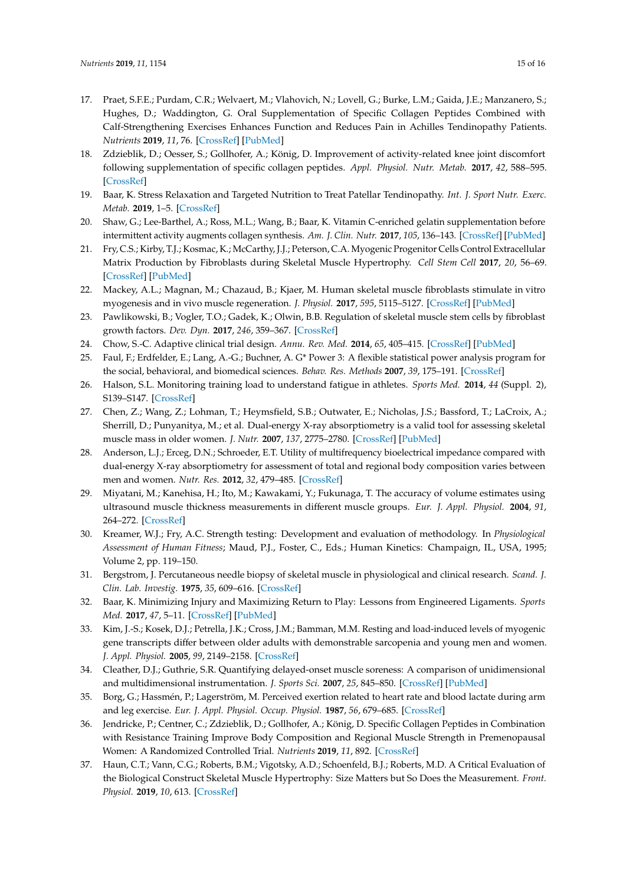17. Praet, S.F.E.; Purdam, C.R.; Welvaert, M.; Vlahovich, N.; Lovell, G.; Burke, L.M.; Gaida, J.E.; Manzanero, S.; Hughes, D.; Waddington, G. Oral Supplementation of Specific Collagen Peptides Combined with Calf-Strengthening Exercises Enhances Function and Reduces Pain in Achilles Tendinopathy Patients. *Nutrients* **2019**, *11*, 76. [CrossRef] [PubMed]
18. Zdzieblik, D.; Oesser, S.; Gollhofer, A.; König, D. Improvement of activity-related knee joint discomfort following supplementation of specific collagen peptides. *Appl. Physiol. Nutr. Metab.* **2017**, *42*, 588–595. [CrossRef]
19. Baar, K. Stress Relaxation and Targeted Nutrition to Treat Patellar Tendinopathy. *Int. J. Sport Nutr. Exerc. Metab.* **2019**, 1–5. [CrossRef]
20. Shaw, G.; Lee-Barthel, A.; Ross, M.L.; Wang, B.; Baar, K. Vitamin C-enriched gelatin supplementation before intermittent activity augments collagen synthesis. *Am. J. Clin. Nutr.* **2017**, *105*, 136–143. [CrossRef] [PubMed]
21. Fry, C.S.; Kirby, T.J.; Kosmac, K.; McCarthy, J.J.; Peterson, C.A. Myogenic Progenitor Cells Control Extracellular Matrix Production by Fibroblasts during Skeletal Muscle Hypertrophy. *Cell Stem Cell* **2017**, *20*, 56–69. [CrossRef] [PubMed]
22. Mackey, A.L.; Magnan, M.; Chazaud, B.; Kjaer, M. Human skeletal muscle fibroblasts stimulate in vitro myogenesis and in vivo muscle regeneration. *J. Physiol.* **2017**, *595*, 5115–5127. [CrossRef] [PubMed]
23. Pawlikowski, B.; Vogler, T.O.; Gadek, K.; Olwin, B.B. Regulation of skeletal muscle stem cells by fibroblast growth factors. *Dev. Dyn.* **2017**, *246*, 359–367. [CrossRef]
24. Chow, S.-C. Adaptive clinical trial design. *Annu. Rev. Med.* **2014**, *65*, 405–415. [CrossRef] [PubMed]
25. Faul, F.; Erdfelder, E.; Lang, A.-G.; Buchner, A. G* Power 3: A flexible statistical power analysis program for the social, behavioral, and biomedical sciences. *Behav. Res. Methods* **2007**, *39*, 175–191. [CrossRef]
26. Halson, S.L. Monitoring training load to understand fatigue in athletes. *Sports Med.* **2014**, *44* (Suppl. 2), S139–S147. [CrossRef]
27. Chen, Z.; Wang, Z.; Lohman, T.; Heymsfield, S.B.; Outwater, E.; Nicholas, J.S.; Bassford, T.; LaCroix, A.; Sherrill, D.; Punyanitya, M.; et al. Dual-energy X-ray absorptiometry is a valid tool for assessing skeletal muscle mass in older women. *J. Nutr.* **2007**, *137*, 2775–2780. [CrossRef] [PubMed]
28. Anderson, L.J.; Erceg, D.N.; Schroeder, E.T. Utility of multifrequency bioelectrical impedance compared with dual-energy X-ray absorptiometry for assessment of total and regional body composition varies between men and women. *Nutr. Res.* **2012**, *32*, 479–485. [CrossRef]
29. Miyatani, M.; Kanehisa, H.; Ito, M.; Kawakami, Y.; Fukunaga, T. The accuracy of volume estimates using ultrasound muscle thickness measurements in different muscle groups. *Eur. J. Appl. Physiol.* **2004**, *91*, 264–272. [CrossRef]
30. Kreamer, W.J.; Fry, A.C. Strength testing: Development and evaluation of methodology. In *Physiological Assessment of Human Fitness*; Maud, P.J., Foster, C., Eds.; Human Kinetics: Champaign, IL, USA, 1995; Volume 2, pp. 119–150.
31. Bergstrom, J. Percutaneous needle biopsy of skeletal muscle in physiological and clinical research. *Scand. J. Clin. Lab. Investig.* **1975**, *35*, 609–616. [CrossRef]
32. Baar, K. Minimizing Injury and Maximizing Return to Play: Lessons from Engineered Ligaments. *Sports Med.* **2017**, *47*, 5–11. [CrossRef] [PubMed]
33. Kim, J.-S.; Kosek, D.J.; Petrella, J.K.; Cross, J.M.; Bamman, M.M. Resting and load-induced levels of myogenic gene transcripts differ between older adults with demonstrable sarcopenia and young men and women. *J. Appl. Physiol.* **2005**, *99*, 2149–2158. [CrossRef]
34. Cleather, D.J.; Guthrie, S.R. Quantifying delayed-onset muscle soreness: A comparison of unidimensional and multidimensional instrumentation. *J. Sports Sci.* **2007**, *25*, 845–850. [CrossRef] [PubMed]
35. Borg, G.; Hassmén, P.; Lagerström, M. Perceived exertion related to heart rate and blood lactate during arm and leg exercise. *Eur. J. Appl. Physiol. Occup. Physiol.* **1987**, *56*, 679–685. [CrossRef]
36. Jendricke, P.; Centner, C.; Zdzieblik, D.; Gollhofer, A.; König, D. Specific Collagen Peptides in Combination with Resistance Training Improve Body Composition and Regional Muscle Strength in Premenopausal Women: A Randomized Controlled Trial. *Nutrients* **2019**, *11*, 892. [CrossRef]
37. Haun, C.T.; Vann, C.G.; Roberts, B.M.; Vigotsky, A.D.; Schoenfeld, B.J.; Roberts, M.D. A Critical Evaluation of the Biological Construct Skeletal Muscle Hypertrophy: Size Matters but So Does the Measurement. *Front. Physiol.* **2019**, *10*, 613. [CrossRef]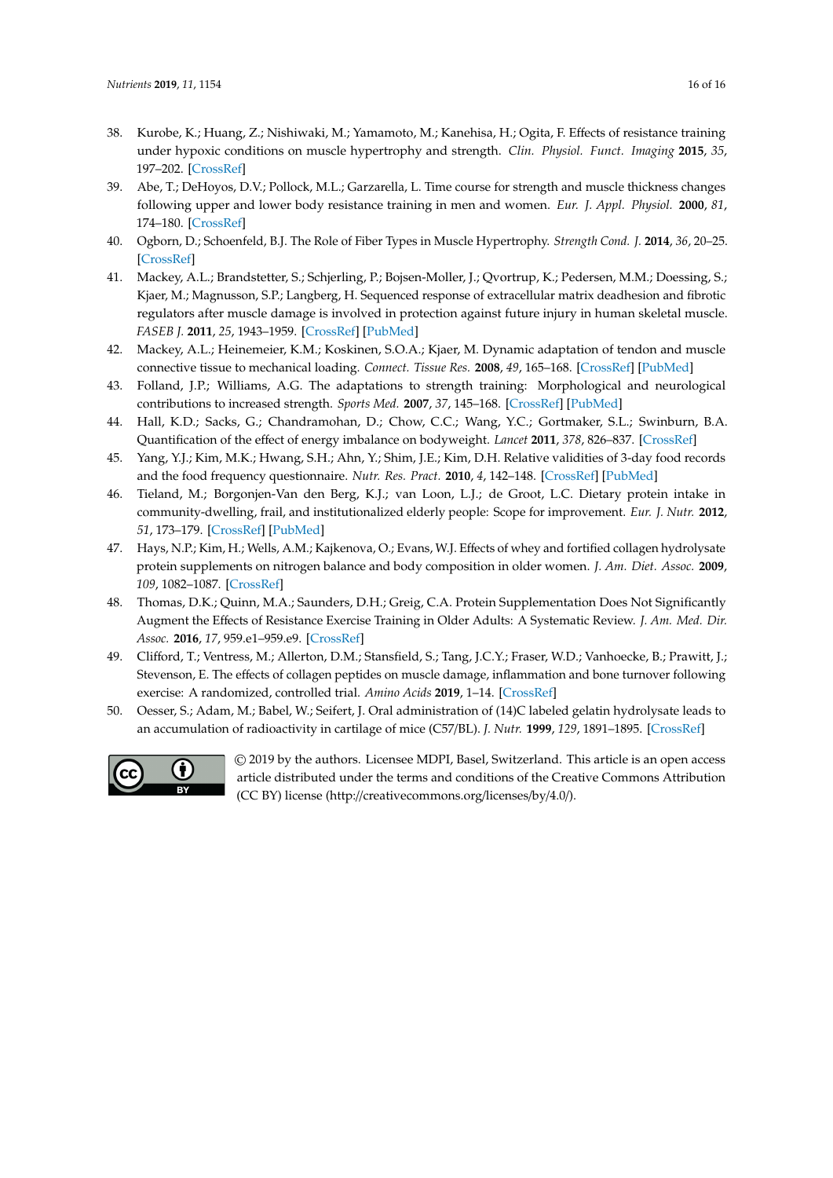38. Kurobe, K.; Huang, Z.; Nishiwaki, M.; Yamamoto, M.; Kanehisa, H.; Ogita, F. Effects of resistance training under hypoxic conditions on muscle hypertrophy and strength. *Clin. Physiol. Funct. Imaging* **2015**, *35*, 197–202. [CrossRef]
39. Abe, T.; DeHoyos, D.V.; Pollock, M.L.; Garzarella, L. Time course for strength and muscle thickness changes following upper and lower body resistance training in men and women. *Eur. J. Appl. Physiol.* **2000**, *81*, 174–180. [CrossRef]
40. Ogborn, D.; Schoenfeld, B.J. The Role of Fiber Types in Muscle Hypertrophy. *Strength Cond. J.* **2014**, *36*, 20–25. [CrossRef]
41. Mackey, A.L.; Brandstetter, S.; Schjerling, P.; Bojsen-Moller, J.; Qvortrup, K.; Pedersen, M.M.; Doessing, S.; Kjaer, M.; Magnusson, S.P.; Langberg, H. Sequenced response of extracellular matrix deadhesion and fibrotic regulators after muscle damage is involved in protection against future injury in human skeletal muscle. *FASEB J.* **2011**, *25*, 1943–1959. [CrossRef] [PubMed]
42. Mackey, A.L.; Heinemeier, K.M.; Koskinen, S.O.A.; Kjaer, M. Dynamic adaptation of tendon and muscle connective tissue to mechanical loading. *Connect. Tissue Res.* **2008**, *49*, 165–168. [CrossRef] [PubMed]
43. Folland, J.P.; Williams, A.G. The adaptations to strength training: Morphological and neurological contributions to increased strength. *Sports Med.* **2007**, *37*, 145–168. [CrossRef] [PubMed]
44. Hall, K.D.; Sacks, G.; Chandramohan, D.; Chow, C.C.; Wang, Y.C.; Gortmaker, S.L.; Swinburn, B.A. Quantification of the effect of energy imbalance on bodyweight. *Lancet* **2011**, *378*, 826–837. [CrossRef]
45. Yang, Y.J.; Kim, M.K.; Hwang, S.H.; Ahn, Y.; Shim, J.E.; Kim, D.H. Relative validities of 3-day food records and the food frequency questionnaire. *Nutr. Res. Pract.* **2010**, *4*, 142–148. [CrossRef] [PubMed]
46. Tieland, M.; Borgonjen-Van den Berg, K.J.; van Loon, L.J.; de Groot, L.C. Dietary protein intake in community-dwelling, frail, and institutionalized elderly people: Scope for improvement. *Eur. J. Nutr.* **2012**, *51*, 173–179. [CrossRef] [PubMed]
47. Hays, N.P.; Kim, H.; Wells, A.M.; Kajkenova, O.; Evans, W.J. Effects of whey and fortified collagen hydrolysate protein supplements on nitrogen balance and body composition in older women. *J. Am. Diet. Assoc.* **2009**, *109*, 1082–1087. [CrossRef]
48. Thomas, D.K.; Quinn, M.A.; Saunders, D.H.; Greig, C.A. Protein Supplementation Does Not Significantly Augment the Effects of Resistance Exercise Training in Older Adults: A Systematic Review. *J. Am. Med. Dir. Assoc.* **2016**, *17*, 959.e1–959.e9. [CrossRef]
49. Clifford, T.; Ventress, M.; Allerton, D.M.; Stansfield, S.; Tang, J.C.Y.; Fraser, W.D.; Vanhoecke, B.; Prawitt, J.; Stevenson, E. The effects of collagen peptides on muscle damage, inflammation and bone turnover following exercise: A randomized, controlled trial. *Amino Acids* **2019**, 1–14. [CrossRef]
50. Oesser, S.; Adam, M.; Babel, W.; Seifert, J. Oral administration of (14)C labeled gelatin hydrolysate leads to an accumulation of radioactivity in cartilage of mice (C57/BL). *J. Nutr.* **1999**, *129*, 1891–1895. [CrossRef]

© 2019 by the authors. Licensee MDPI, Basel, Switzerland. This article is an open access article distributed under the terms and conditions of the Creative Commons Attribution (CC BY) license (http://creativecommons.org/licenses/by/4.0/).